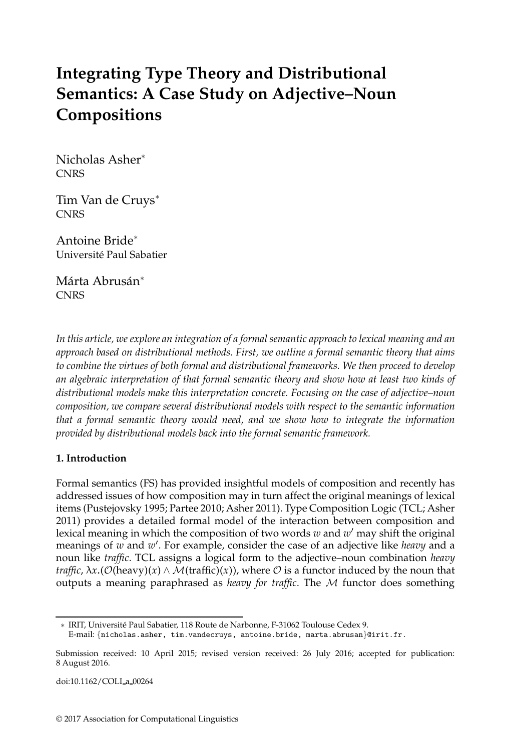# Integrating Type Theory and Distributional Semantics: A Case Study on Adjective–Noun Compositions

Nicholas Asher*
CNRS

Tim Van de Cruys*
CNRS

Antoine Bride*
Université Paul Sabatier

Márta Abrusán*
CNRS

*In this article, we explore an integration of a formal semantic approach to lexical meaning and an approach based on distributional methods. First, we outline a formal semantic theory that aims to combine the virtues of both formal and distributional frameworks. We then proceed to develop an algebraic interpretation of that formal semantic theory and show how at least two kinds of distributional models make this interpretation concrete. Focusing on the case of adjective–noun composition, we compare several distributional models with respect to the semantic information that a formal semantic theory would need, and we show how to integrate the information provided by distributional models back into the formal semantic framework.*

## 1. Introduction

Formal semantics (FS) has provided insightful models of composition and recently has addressed issues of how composition may in turn affect the original meanings of lexical items (Pustejovsky 1995; Partee 2010; Asher 2011). Type Composition Logic (TCL; Asher 2011) provides a detailed formal model of the interaction between composition and lexical meaning in which the composition of two words $w$ and $w'$ may shift the original meanings of $w$ and $w'$. For example, consider the case of an adjective like *heavy* and a noun like *traffic*. TCL assigns a logical form to the adjective–noun combination *heavy traffic*, $\lambda x.(\mathcal{O}(\text{heavy})(x) \wedge \mathcal{M}(\text{traffic})(x))$, where $\mathcal{O}$ is a functor induced by the noun that outputs a meaning paraphrased as *heavy for traffic*. The $\mathcal{M}$ functor does something

---

* IRIT, Université Paul Sabatier, 118 Route de Narbonne, F-31062 Toulouse Cedex 9.
E-mail: {nicholas.asher, tim.vandecruys, antoine.bride, marta.abrusan}@irit.fr.

Submission received: 10 April 2015; revised version received: 26 July 2016; accepted for publication: 8 August 2016.

doi:10.1162/COLI_a_00264

© 2017 Association for Computational Linguistics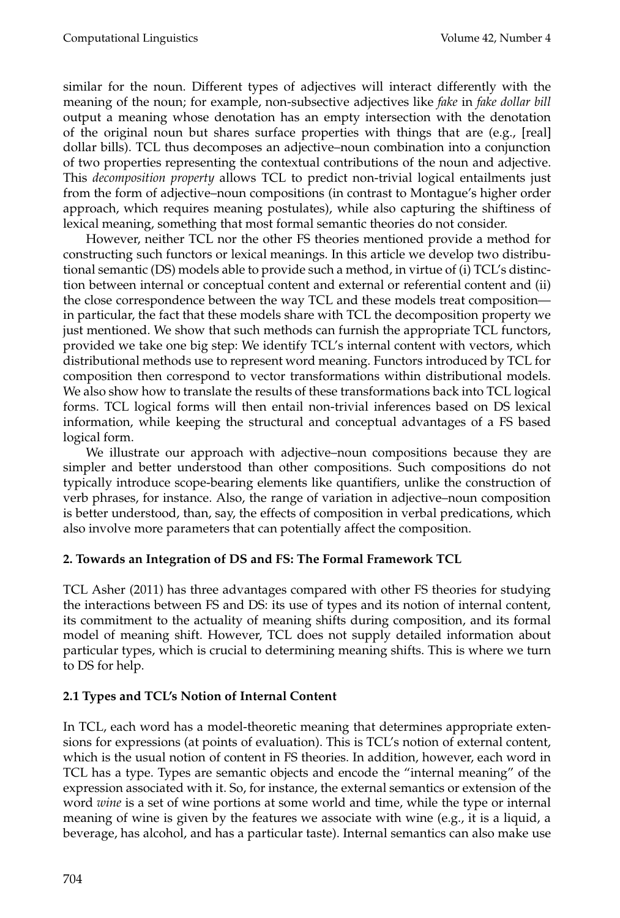similar for the noun. Different types of adjectives will interact differently with the meaning of the noun; for example, non-subsective adjectives like *fake* in *fake dollar bill* output a meaning whose denotation has an empty intersection with the denotation of the original noun but shares surface properties with things that are (e.g., [real] dollar bills). TCL thus decomposes an adjective–noun combination into a conjunction of two properties representing the contextual contributions of the noun and adjective. This *decomposition property* allows TCL to predict non-trivial logical entailments just from the form of adjective–noun compositions (in contrast to Montague's higher order approach, which requires meaning postulates), while also capturing the shiftiness of lexical meaning, something that most formal semantic theories do not consider.

However, neither TCL nor the other FS theories mentioned provide a method for constructing such functors or lexical meanings. In this article we develop two distributional semantic (DS) models able to provide such a method, in virtue of (i) TCL's distinction between internal or conceptual content and external or referential content and (ii) the close correspondence between the way TCL and these models treat composition—in particular, the fact that these models share with TCL the decomposition property we just mentioned. We show that such methods can furnish the appropriate TCL functors, provided we take one big step: We identify TCL's internal content with vectors, which distributional methods use to represent word meaning. Functors introduced by TCL for composition then correspond to vector transformations within distributional models. We also show how to translate the results of these transformations back into TCL logical forms. TCL logical forms will then entail non-trivial inferences based on DS lexical information, while keeping the structural and conceptual advantages of a FS based logical form.

We illustrate our approach with adjective–noun compositions because they are simpler and better understood than other compositions. Such compositions do not typically introduce scope-bearing elements like quantifiers, unlike the construction of verb phrases, for instance. Also, the range of variation in adjective–noun composition is better understood, than, say, the effects of composition in verbal predications, which also involve more parameters that can potentially affect the composition.

## 2. Towards an Integration of DS and FS: The Formal Framework TCL

TCL Asher (2011) has three advantages compared with other FS theories for studying the interactions between FS and DS: its use of types and its notion of internal content, its commitment to the actuality of meaning shifts during composition, and its formal model of meaning shift. However, TCL does not supply detailed information about particular types, which is crucial to determining meaning shifts. This is where we turn to DS for help.

### 2.1 Types and TCL's Notion of Internal Content

In TCL, each word has a model-theoretic meaning that determines appropriate extensions for expressions (at points of evaluation). This is TCL's notion of external content, which is the usual notion of content in FS theories. In addition, however, each word in TCL has a type. Types are semantic objects and encode the "internal meaning" of the expression associated with it. So, for instance, the external semantics or extension of the word *wine* is a set of wine portions at some world and time, while the type or internal meaning of wine is given by the features we associate with wine (e.g., it is a liquid, a beverage, has alcohol, and has a particular taste). Internal semantics can also make use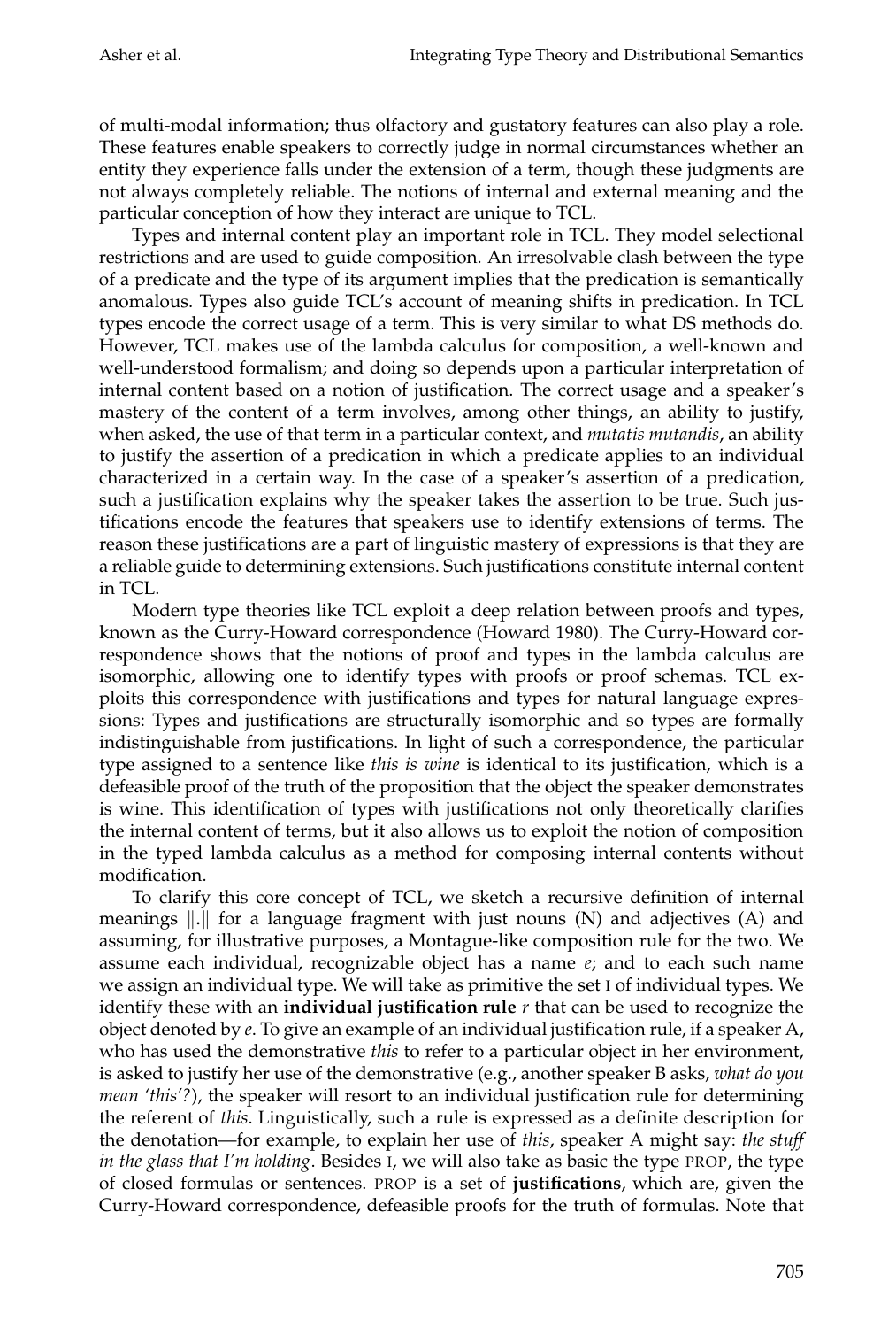of multi-modal information; thus olfactory and gustatory features can also play a role. These features enable speakers to correctly judge in normal circumstances whether an entity they experience falls under the extension of a term, though these judgments are not always completely reliable. The notions of internal and external meaning and the particular conception of how they interact are unique to TCL.

Types and internal content play an important role in TCL. They model selectional restrictions and are used to guide composition. An irresolvable clash between the type of a predicate and the type of its argument implies that the predication is semantically anomalous. Types also guide TCL's account of meaning shifts in predication. In TCL types encode the correct usage of a term. This is very similar to what DS methods do. However, TCL makes use of the lambda calculus for composition, a well-known and well-understood formalism; and doing so depends upon a particular interpretation of internal content based on a notion of justification. The correct usage and a speaker's mastery of the content of a term involves, among other things, an ability to justify, when asked, the use of that term in a particular context, and *mutatis mutandis*, an ability to justify the assertion of a predication in which a predicate applies to an individual characterized in a certain way. In the case of a speaker's assertion of a predication, such a justification explains why the speaker takes the assertion to be true. Such justifications encode the features that speakers use to identify extensions of terms. The reason these justifications are a part of linguistic mastery of expressions is that they are a reliable guide to determining extensions. Such justifications constitute internal content in TCL.

Modern type theories like TCL exploit a deep relation between proofs and types, known as the Curry-Howard correspondence (Howard 1980). The Curry-Howard correspondence shows that the notions of proof and types in the lambda calculus are isomorphic, allowing one to identify types with proofs or proof schemas. TCL exploits this correspondence with justifications and types for natural language expressions: Types and justifications are structurally isomorphic and so types are formally indistinguishable from justifications. In light of such a correspondence, the particular type assigned to a sentence like *this is wine* is identical to its justification, which is a defeasible proof of the truth of the proposition that the object the speaker demonstrates is wine. This identification of types with justifications not only theoretically clarifies the internal content of terms, but it also allows us to exploit the notion of composition in the typed lambda calculus as a method for composing internal contents without modification.

To clarify this core concept of TCL, we sketch a recursive definition of internal meanings $\|.\|$ for a language fragment with just nouns (N) and adjectives (A) and assuming, for illustrative purposes, a Montague-like composition rule for the two. We assume each individual, recognizable object has a name $e$; and to each such name we assign an individual type. We will take as primitive the set I of individual types. We identify these with an **individual justification rule** $r$ that can be used to recognize the object denoted by $e$. To give an example of an individual justification rule, if a speaker A, who has used the demonstrative *this* to refer to a particular object in her environment, is asked to justify her use of the demonstrative (e.g., another speaker B asks, *what do you mean 'this'?*), the speaker will resort to an individual justification rule for determining the referent of *this*. Linguistically, such a rule is expressed as a definite description for the denotation—for example, to explain her use of *this*, speaker A might say: *the stuff in the glass that I'm holding*. Besides I, we will also take as basic the type PROP, the type of closed formulas or sentences. PROP is a set of **justifications**, which are, given the Curry-Howard correspondence, defeasible proofs for the truth of formulas. Note that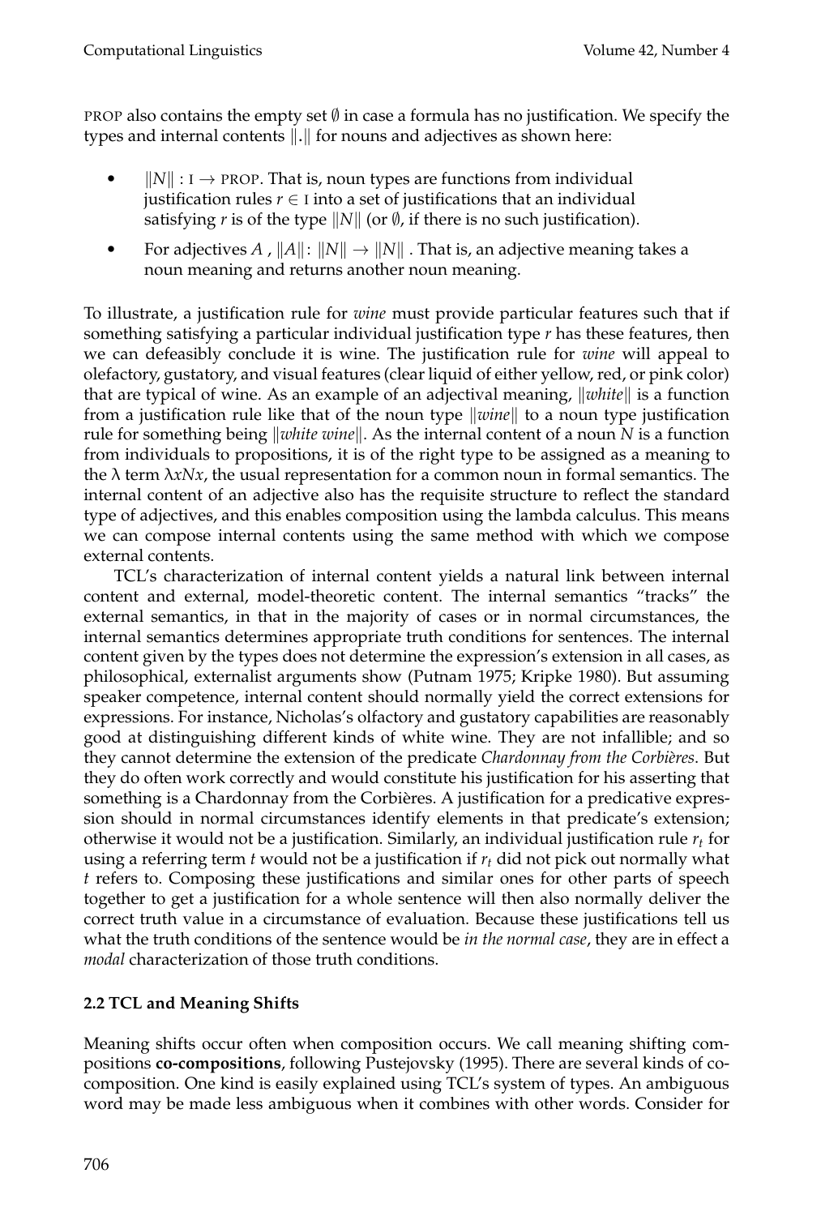PROP also contains the empty set $\emptyset$ in case a formula has no justification. We specify the types and internal contents $\|.\|$ for nouns and adjectives as shown here:

- $\|N\| : \text{I} \rightarrow \text{PROP}$. That is, noun types are functions from individual justification rules $r \in \text{I}$ into a set of justifications that an individual satisfying $r$ is of the type $\|N\|$ (or $\emptyset$, if there is no such justification).
- For adjectives $A$ , $\|A\|$: $\|N\| \rightarrow \|N\|$ . That is, an adjective meaning takes a noun meaning and returns another noun meaning.

To illustrate, a justification rule for *wine* must provide particular features such that if something satisfying a particular individual justification type $r$ has these features, then we can defeasibly conclude it is wine. The justification rule for *wine* will appeal to olefactory, gustatory, and visual features (clear liquid of either yellow, red, or pink color) that are typical of wine. As an example of an adjectival meaning, $\|white\|$ is a function from a justification rule like that of the noun type $\|wine\|$ to a noun type justification rule for something being $\|white\ wine\|$. As the internal content of a noun $N$ is a function from individuals to propositions, it is of the right type to be assigned as a meaning to the $\lambda$ term $\lambda xNx$, the usual representation for a common noun in formal semantics. The internal content of an adjective also has the requisite structure to reflect the standard type of adjectives, and this enables composition using the lambda calculus. This means we can compose internal contents using the same method with which we compose external contents.

TCL's characterization of internal content yields a natural link between internal content and external, model-theoretic content. The internal semantics "tracks" the external semantics, in that in the majority of cases or in normal circumstances, the internal semantics determines appropriate truth conditions for sentences. The internal content given by the types does not determine the expression's extension in all cases, as philosophical, externalist arguments show (Putnam 1975; Kripke 1980). But assuming speaker competence, internal content should normally yield the correct extensions for expressions. For instance, Nicholas's olfactory and gustatory capabilities are reasonably good at distinguishing different kinds of white wine. They are not infallible; and so they cannot determine the extension of the predicate *Chardonnay from the Corbières*. But they do often work correctly and would constitute his justification for his asserting that something is a Chardonnay from the Corbières. A justification for a predicative expression should in normal circumstances identify elements in that predicate's extension; otherwise it would not be a justification. Similarly, an individual justification rule $r_t$ for using a referring term $t$ would not be a justification if $r_t$ did not pick out normally what $t$ refers to. Composing these justifications and similar ones for other parts of speech together to get a justification for a whole sentence will then also normally deliver the correct truth value in a circumstance of evaluation. Because these justifications tell us what the truth conditions of the sentence would be *in the normal case*, they are in effect a *modal* characterization of those truth conditions.

### 2.2 TCL and Meaning Shifts

Meaning shifts occur often when composition occurs. We call meaning shifting compositions **co-compositions**, following Pustejovsky (1995). There are several kinds of co-composition. One kind is easily explained using TCL's system of types. An ambiguous word may be made less ambiguous when it combines with other words. Consider for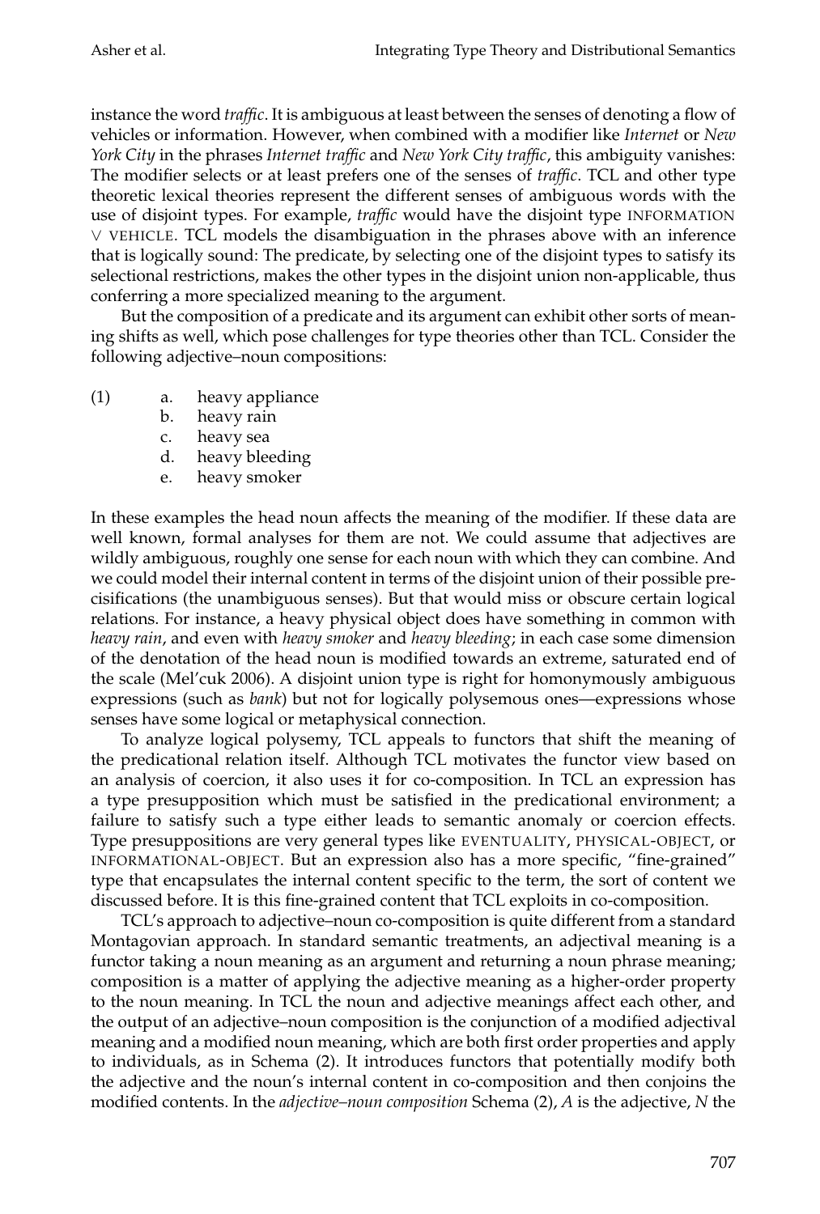instance the word *traffic*. It is ambiguous at least between the senses of denoting a flow of vehicles or information. However, when combined with a modifier like *Internet* or *New York City* in the phrases *Internet traffic* and *New York City traffic*, this ambiguity vanishes: The modifier selects or at least prefers one of the senses of *traffic*. TCL and other type theoretic lexical theories represent the different senses of ambiguous words with the use of disjoint types. For example, *traffic* would have the disjoint type INFORMATION ∨ VEHICLE. TCL models the disambiguation in the phrases above with an inference that is logically sound: The predicate, by selecting one of the disjoint types to satisfy its selectional restrictions, makes the other types in the disjoint union non-applicable, thus conferring a more specialized meaning to the argument.

But the composition of a predicate and its argument can exhibit other sorts of meaning shifts as well, which pose challenges for type theories other than TCL. Consider the following adjective–noun compositions:

(1)
a. heavy appliance
b. heavy rain
c. heavy sea
d. heavy bleeding
e. heavy smoker

In these examples the head noun affects the meaning of the modifier. If these data are well known, formal analyses for them are not. We could assume that adjectives are wildly ambiguous, roughly one sense for each noun with which they can combine. And we could model their internal content in terms of the disjoint union of their possible precisifications (the unambiguous senses). But that would miss or obscure certain logical relations. For instance, a heavy physical object does have something in common with *heavy rain*, and even with *heavy smoker* and *heavy bleeding*; in each case some dimension of the denotation of the head noun is modified towards an extreme, saturated end of the scale (Mel'cuk 2006). A disjoint union type is right for homonymously ambiguous expressions (such as *bank*) but not for logically polysemous ones—expressions whose senses have some logical or metaphysical connection.

To analyze logical polysemy, TCL appeals to functors that shift the meaning of the predicational relation itself. Although TCL motivates the functor view based on an analysis of coercion, it also uses it for co-composition. In TCL an expression has a type presupposition which must be satisfied in the predicational environment; a failure to satisfy such a type either leads to semantic anomaly or coercion effects. Type presuppositions are very general types like EVENTUALITY, PHYSICAL-OBJECT, or INFORMATIONAL-OBJECT. But an expression also has a more specific, "fine-grained" type that encapsulates the internal content specific to the term, the sort of content we discussed before. It is this fine-grained content that TCL exploits in co-composition.

TCL's approach to adjective–noun co-composition is quite different from a standard Montagovian approach. In standard semantic treatments, an adjectival meaning is a functor taking a noun meaning as an argument and returning a noun phrase meaning; composition is a matter of applying the adjective meaning as a higher-order property to the noun meaning. In TCL the noun and adjective meanings affect each other, and the output of an adjective–noun composition is the conjunction of a modified adjectival meaning and a modified noun meaning, which are both first order properties and apply to individuals, as in Schema (2). It introduces functors that potentially modify both the adjective and the noun's internal content in co-composition and then conjoins the modified contents. In the *adjective–noun composition* Schema (2), *A* is the adjective, *N* the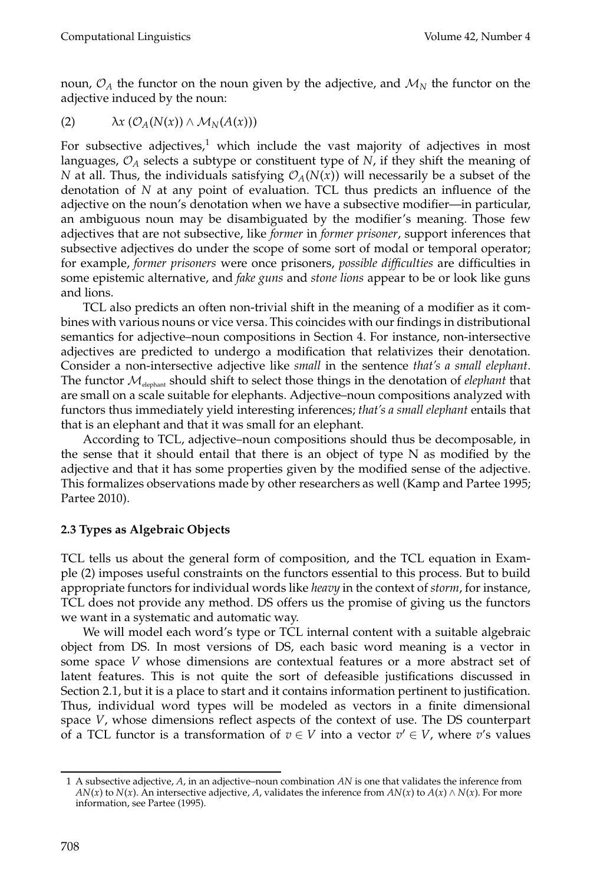noun, $\mathcal{O}_A$ the functor on the noun given by the adjective, and $\mathcal{M}_N$ the functor on the adjective induced by the noun:

(2) $\lambda x\, (\mathcal{O}_A(N(x)) \wedge \mathcal{M}_N(A(x)))$

For subsective adjectives,[1] which include the vast majority of adjectives in most languages, $\mathcal{O}_A$ selects a subtype or constituent type of $N$, if they shift the meaning of $N$ at all. Thus, the individuals satisfying $\mathcal{O}_A(N(x))$ will necessarily be a subset of the denotation of $N$ at any point of evaluation. TCL thus predicts an influence of the adjective on the noun's denotation when we have a subsective modifier—in particular, an ambiguous noun may be disambiguated by the modifier's meaning. Those few adjectives that are not subsective, like *former* in *former prisoner*, support inferences that subsective adjectives do under the scope of some sort of modal or temporal operator; for example, *former prisoners* were once prisoners, *possible difficulties* are difficulties in some epistemic alternative, and *fake guns* and *stone lions* appear to be or look like guns and lions.

TCL also predicts an often non-trivial shift in the meaning of a modifier as it combines with various nouns or vice versa. This coincides with our findings in distributional semantics for adjective–noun compositions in Section 4. For instance, non-intersective adjectives are predicted to undergo a modification that relativizes their denotation. Consider a non-intersective adjective like *small* in the sentence *that's a small elephant*. The functor $\mathcal{M}_{\text{elephant}}$ should shift to select those things in the denotation of *elephant* that are small on a scale suitable for elephants. Adjective–noun compositions analyzed with functors thus immediately yield interesting inferences; *that's a small elephant* entails that that is an elephant and that it was small for an elephant.

According to TCL, adjective–noun compositions should thus be decomposable, in the sense that it should entail that there is an object of type N as modified by the adjective and that it has some properties given by the modified sense of the adjective. This formalizes observations made by other researchers as well (Kamp and Partee 1995; Partee 2010).

### 2.3 Types as Algebraic Objects

TCL tells us about the general form of composition, and the TCL equation in Example (2) imposes useful constraints on the functors essential to this process. But to build appropriate functors for individual words like *heavy* in the context of *storm*, for instance, TCL does not provide any method. DS offers us the promise of giving us the functors we want in a systematic and automatic way.

We will model each word's type or TCL internal content with a suitable algebraic object from DS. In most versions of DS, each basic word meaning is a vector in some space $V$ whose dimensions are contextual features or a more abstract set of latent features. This is not quite the sort of defeasible justifications discussed in Section 2.1, but it is a place to start and it contains information pertinent to justification. Thus, individual word types will be modeled as vectors in a finite dimensional space $V$, whose dimensions reflect aspects of the context of use. The DS counterpart of a TCL functor is a transformation of $v \in V$ into a vector $v' \in V$, where $v$'s values

[1] A subsective adjective, $A$, in an adjective–noun combination $AN$ is one that validates the inference from $AN(x)$ to $N(x)$. An intersective adjective, $A$, validates the inference from $AN(x)$ to $A(x) \wedge N(x)$. For more information, see Partee (1995).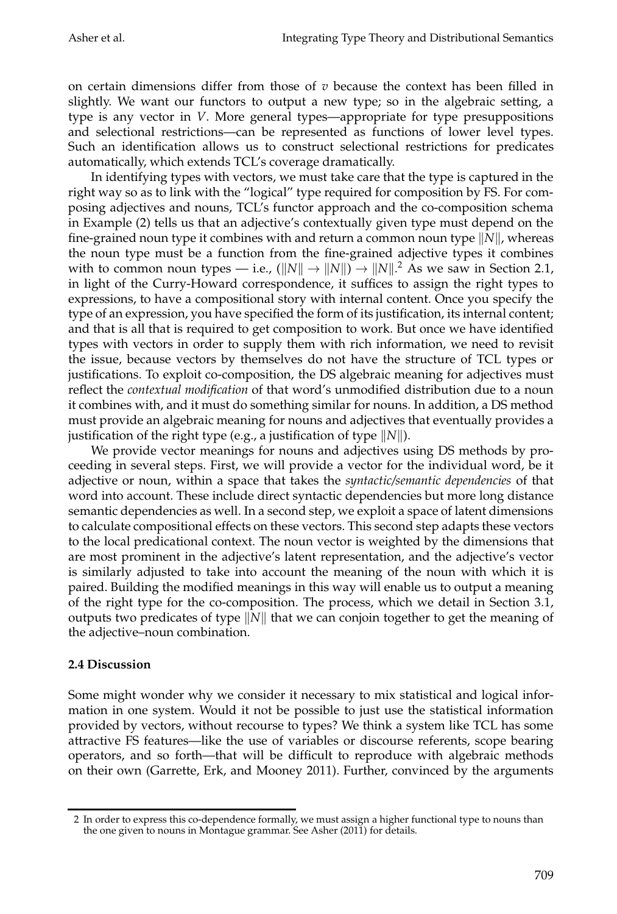on certain dimensions differ from those of $v$ because the context has been filled in slightly. We want our functors to output a new type; so in the algebraic setting, a type is any vector in $V$. More general types—appropriate for type presuppositions and selectional restrictions—can be represented as functions of lower level types. Such an identification allows us to construct selectional restrictions for predicates automatically, which extends TCL's coverage dramatically.

In identifying types with vectors, we must take care that the type is captured in the right way so as to link with the "logical" type required for composition by FS. For composing adjectives and nouns, TCL's functor approach and the co-composition schema in Example (2) tells us that an adjective's contextually given type must depend on the fine-grained noun type it combines with and return a common noun type $\|N\|$, whereas the noun type must be a function from the fine-grained adjective types it combines with to common noun types — i.e., $(\|N\| \rightarrow \|N\|) \rightarrow \|N\|$.[2] As we saw in Section 2.1, in light of the Curry-Howard correspondence, it suffices to assign the right types to expressions, to have a compositional story with internal content. Once you specify the type of an expression, you have specified the form of its justification, its internal content; and that is all that is required to get composition to work. But once we have identified types with vectors in order to supply them with rich information, we need to revisit the issue, because vectors by themselves do not have the structure of TCL types or justifications. To exploit co-composition, the DS algebraic meaning for adjectives must reflect the *contextual modification* of that word's unmodified distribution due to a noun it combines with, and it must do something similar for nouns. In addition, a DS method must provide an algebraic meaning for nouns and adjectives that eventually provides a justification of the right type (e.g., a justification of type $\|N\|$).

We provide vector meanings for nouns and adjectives using DS methods by proceeding in several steps. First, we will provide a vector for the individual word, be it adjective or noun, within a space that takes the *syntactic/semantic dependencies* of that word into account. These include direct syntactic dependencies but more long distance semantic dependencies as well. In a second step, we exploit a space of latent dimensions to calculate compositional effects on these vectors. This second step adapts these vectors to the local predicational context. The noun vector is weighted by the dimensions that are most prominent in the adjective's latent representation, and the adjective's vector is similarly adjusted to take into account the meaning of the noun with which it is paired. Building the modified meanings in this way will enable us to output a meaning of the right type for the co-composition. The process, which we detail in Section 3.1, outputs two predicates of type $\|N\|$ that we can conjoin together to get the meaning of the adjective–noun combination.

### 2.4 Discussion

Some might wonder why we consider it necessary to mix statistical and logical information in one system. Would it not be possible to just use the statistical information provided by vectors, without recourse to types? We think a system like TCL has some attractive FS features—like the use of variables or discourse referents, scope bearing operators, and so forth—that will be difficult to reproduce with algebraic methods on their own (Garrette, Erk, and Mooney 2011). Further, convinced by the arguments

---

2 In order to express this co-dependence formally, we must assign a higher functional type to nouns than the one given to nouns in Montague grammar. See Asher (2011) for details.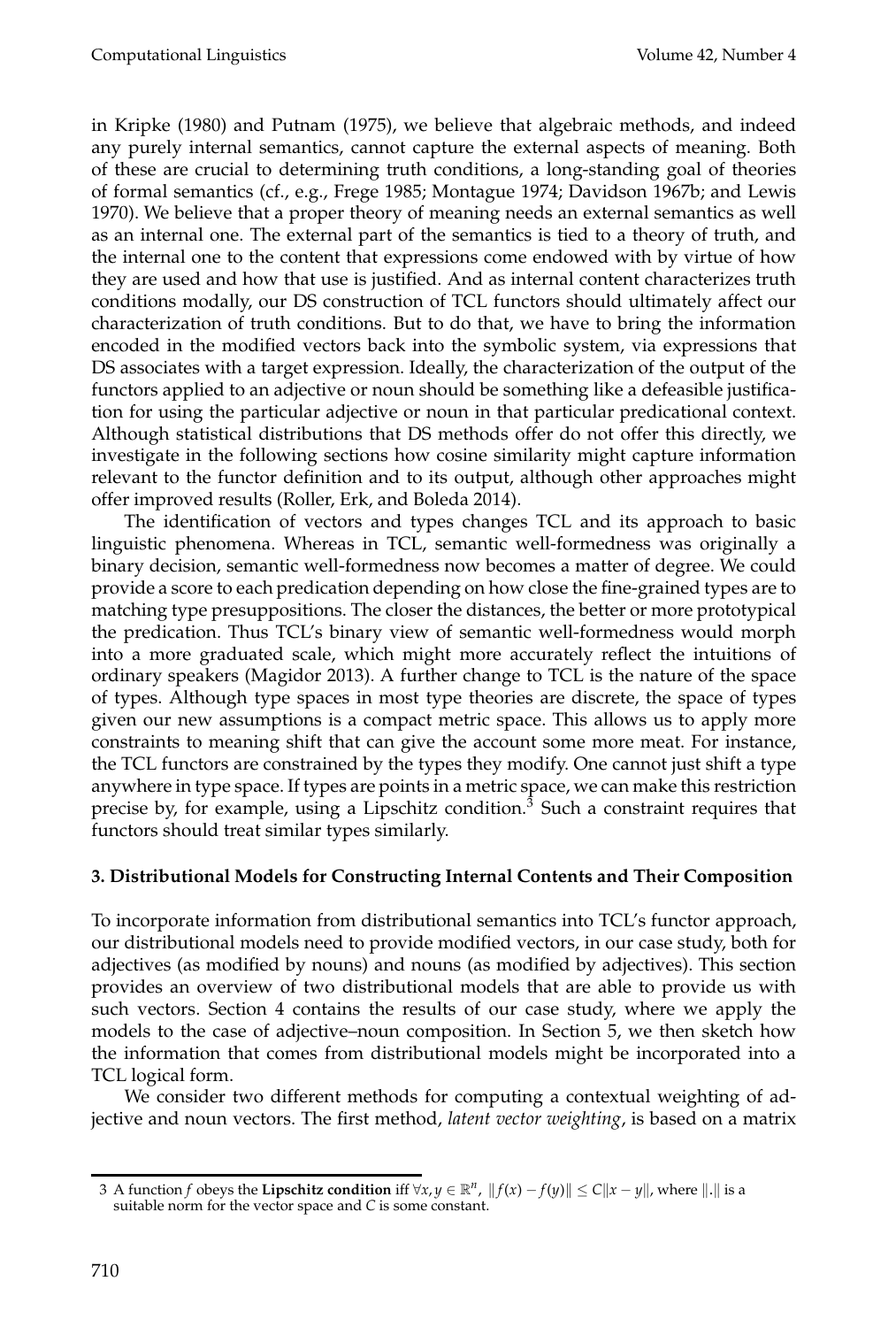in Kripke (1980) and Putnam (1975), we believe that algebraic methods, and indeed any purely internal semantics, cannot capture the external aspects of meaning. Both of these are crucial to determining truth conditions, a long-standing goal of theories of formal semantics (cf., e.g., Frege 1985; Montague 1974; Davidson 1967b; and Lewis 1970). We believe that a proper theory of meaning needs an external semantics as well as an internal one. The external part of the semantics is tied to a theory of truth, and the internal one to the content that expressions come endowed with by virtue of how they are used and how that use is justified. And as internal content characterizes truth conditions modally, our DS construction of TCL functors should ultimately affect our characterization of truth conditions. But to do that, we have to bring the information encoded in the modified vectors back into the symbolic system, via expressions that DS associates with a target expression. Ideally, the characterization of the output of the functors applied to an adjective or noun should be something like a defeasible justification for using the particular adjective or noun in that particular predicational context. Although statistical distributions that DS methods offer do not offer this directly, we investigate in the following sections how cosine similarity might capture information relevant to the functor definition and to its output, although other approaches might offer improved results (Roller, Erk, and Boleda 2014).

The identification of vectors and types changes TCL and its approach to basic linguistic phenomena. Whereas in TCL, semantic well-formedness was originally a binary decision, semantic well-formedness now becomes a matter of degree. We could provide a score to each predication depending on how close the fine-grained types are to matching type presuppositions. The closer the distances, the better or more prototypical the predication. Thus TCL's binary view of semantic well-formedness would morph into a more graduated scale, which might more accurately reflect the intuitions of ordinary speakers (Magidor 2013). A further change to TCL is the nature of the space of types. Although type spaces in most type theories are discrete, the space of types given our new assumptions is a compact metric space. This allows us to apply more constraints to meaning shift that can give the account some more meat. For instance, the TCL functors are constrained by the types they modify. One cannot just shift a type anywhere in type space. If types are points in a metric space, we can make this restriction precise by, for example, using a Lipschitz condition.[3] Such a constraint requires that functors should treat similar types similarly.

## 3. Distributional Models for Constructing Internal Contents and Their Composition

To incorporate information from distributional semantics into TCL's functor approach, our distributional models need to provide modified vectors, in our case study, both for adjectives (as modified by nouns) and nouns (as modified by adjectives). This section provides an overview of two distributional models that are able to provide us with such vectors. Section 4 contains the results of our case study, where we apply the models to the case of adjective–noun composition. In Section 5, we then sketch how the information that comes from distributional models might be incorporated into a TCL logical form.

We consider two different methods for computing a contextual weighting of adjective and noun vectors. The first method, *latent vector weighting*, is based on a matrix

---

3 A function $f$ obeys the **Lipschitz condition** iff $\forall x, y \in \mathbb{R}^n$, $\|f(x) - f(y)\| \leq C\|x - y\|$, where $\|.\|$ is a suitable norm for the vector space and $C$ is some constant.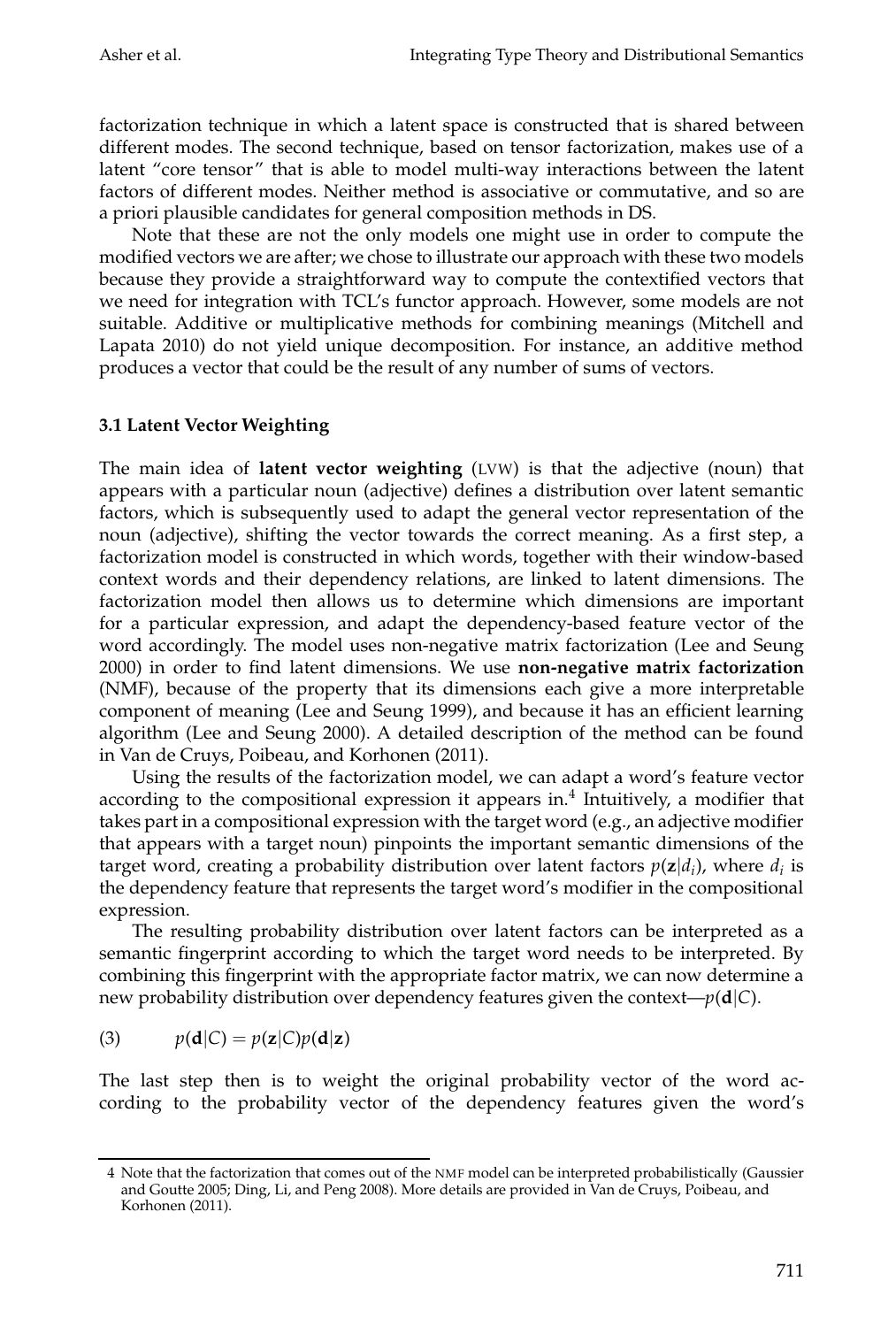factorization technique in which a latent space is constructed that is shared between different modes. The second technique, based on tensor factorization, makes use of a latent "core tensor" that is able to model multi-way interactions between the latent factors of different modes. Neither method is associative or commutative, and so are a priori plausible candidates for general composition methods in DS.

Note that these are not the only models one might use in order to compute the modified vectors we are after; we chose to illustrate our approach with these two models because they provide a straightforward way to compute the contextified vectors that we need for integration with TCL's functor approach. However, some models are not suitable. Additive or multiplicative methods for combining meanings (Mitchell and Lapata 2010) do not yield unique decomposition. For instance, an additive method produces a vector that could be the result of any number of sums of vectors.

### 3.1 Latent Vector Weighting

The main idea of **latent vector weighting** (LVW) is that the adjective (noun) that appears with a particular noun (adjective) defines a distribution over latent semantic factors, which is subsequently used to adapt the general vector representation of the noun (adjective), shifting the vector towards the correct meaning. As a first step, a factorization model is constructed in which words, together with their window-based context words and their dependency relations, are linked to latent dimensions. The factorization model then allows us to determine which dimensions are important for a particular expression, and adapt the dependency-based feature vector of the word accordingly. The model uses non-negative matrix factorization (Lee and Seung 2000) in order to find latent dimensions. We use **non-negative matrix factorization** (NMF), because of the property that its dimensions each give a more interpretable component of meaning (Lee and Seung 1999), and because it has an efficient learning algorithm (Lee and Seung 2000). A detailed description of the method can be found in Van de Cruys, Poibeau, and Korhonen (2011).

Using the results of the factorization model, we can adapt a word's feature vector according to the compositional expression it appears in.[4] Intuitively, a modifier that takes part in a compositional expression with the target word (e.g., an adjective modifier that appears with a target noun) pinpoints the important semantic dimensions of the target word, creating a probability distribution over latent factors $p(\mathbf{z}|d_i)$, where $d_i$ is the dependency feature that represents the target word's modifier in the compositional expression.

The resulting probability distribution over latent factors can be interpreted as a semantic fingerprint according to which the target word needs to be interpreted. By combining this fingerprint with the appropriate factor matrix, we can now determine a new probability distribution over dependency features given the context—$p(\mathbf{d}|C)$.

$$p(\mathbf{d}|C) = p(\mathbf{z}|C)p(\mathbf{d}|\mathbf{z}) \tag{3}$$

The last step then is to weight the original probability vector of the word according to the probability vector of the dependency features given the word's

---

4 Note that the factorization that comes out of the NMF model can be interpreted probabilistically (Gaussier and Goutte 2005; Ding, Li, and Peng 2008). More details are provided in Van de Cruys, Poibeau, and Korhonen (2011).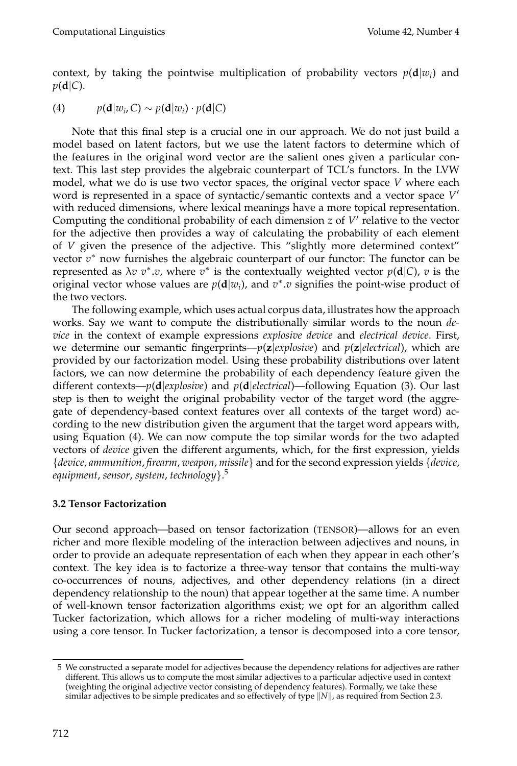context, by taking the pointwise multiplication of probability vectors $p(\mathbf{d}|w_i)$ and $p(\mathbf{d}|C)$.

$$p(\mathbf{d}|w_i, C) \sim p(\mathbf{d}|w_i) \cdot p(\mathbf{d}|C) \tag{4}$$

Note that this final step is a crucial one in our approach. We do not just build a model based on latent factors, but we use the latent factors to determine which of the features in the original word vector are the salient ones given a particular context. This last step provides the algebraic counterpart of TCL's functors. In the LVW model, what we do is use two vector spaces, the original vector space $V$ where each word is represented in a space of syntactic/semantic contexts and a vector space $V'$ with reduced dimensions, where lexical meanings have a more topical representation. Computing the conditional probability of each dimension $z$ of $V'$ relative to the vector for the adjective then provides a way of calculating the probability of each element of $V$ given the presence of the adjective. This "slightly more determined context" vector $v^*$ now furnishes the algebraic counterpart of our functor: The functor can be represented as $\lambda v\, v^*.v$, where $v^*$ is the contextually weighted vector $p(\mathbf{d}|C)$, $v$ is the original vector whose values are $p(\mathbf{d}|w_i)$, and $v^*.v$ signifies the point-wise product of the two vectors.

The following example, which uses actual corpus data, illustrates how the approach works. Say we want to compute the distributionally similar words to the noun *device* in the context of example expressions *explosive device* and *electrical device*. First, we determine our semantic fingerprints—$p(\mathbf{z}|explosive)$ and $p(\mathbf{z}|electrical)$, which are provided by our factorization model. Using these probability distributions over latent factors, we can now determine the probability of each dependency feature given the different contexts—$p(\mathbf{d}|explosive)$ and $p(\mathbf{d}|electrical)$—following Equation (3). Our last step is then to weight the original probability vector of the target word (the aggregate of dependency-based context features over all contexts of the target word) according to the new distribution given the argument that the target word appears with, using Equation (4). We can now compute the top similar words for the two adapted vectors of *device* given the different arguments, which, for the first expression, yields {*device*, *ammunition*, *firearm*, *weapon*, *missile*} and for the second expression yields {*device*, *equipment*, *sensor*, *system*, *technology*}.[5]

### 3.2 Tensor Factorization

Our second approach—based on tensor factorization (TENSOR)—allows for an even richer and more flexible modeling of the interaction between adjectives and nouns, in order to provide an adequate representation of each when they appear in each other's context. The key idea is to factorize a three-way tensor that contains the multi-way co-occurrences of nouns, adjectives, and other dependency relations (in a direct dependency relationship to the noun) that appear together at the same time. A number of well-known tensor factorization algorithms exist; we opt for an algorithm called Tucker factorization, which allows for a richer modeling of multi-way interactions using a core tensor. In Tucker factorization, a tensor is decomposed into a core tensor,

---

[5] We constructed a separate model for adjectives because the dependency relations for adjectives are rather different. This allows us to compute the most similar adjectives to a particular adjective used in context (weighting the original adjective vector consisting of dependency features). Formally, we take these similar adjectives to be simple predicates and so effectively of type $\|N\|$, as required from Section 2.3.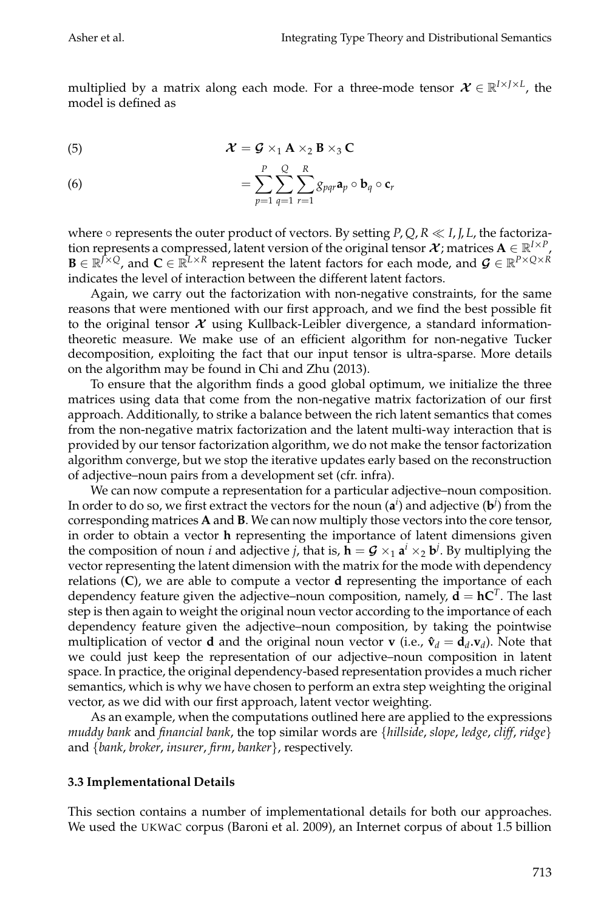multiplied by a matrix along each mode. For a three-mode tensor $\mathcal{X} \in \mathbb{R}^{I \times J \times L}$, the model is defined as

$$\mathcal{X} = \mathcal{G} \times_1 \mathbf{A} \times_2 \mathbf{B} \times_3 \mathbf{C} \tag{5}$$

$$= \sum_{p=1}^{P} \sum_{q=1}^{Q} \sum_{r=1}^{R} g_{pqr} \mathbf{a}_p \circ \mathbf{b}_q \circ \mathbf{c}_r \tag{6}$$

where $\circ$ represents the outer product of vectors. By setting $P, Q, R \ll I, J, L$, the factorization represents a compressed, latent version of the original tensor $\mathcal{X}$; matrices $\mathbf{A} \in \mathbb{R}^{I \times P}$, $\mathbf{B} \in \mathbb{R}^{J \times Q}$, and $\mathbf{C} \in \mathbb{R}^{L \times R}$ represent the latent factors for each mode, and $\mathcal{G} \in \mathbb{R}^{P \times Q \times R}$ indicates the level of interaction between the different latent factors.

Again, we carry out the factorization with non-negative constraints, for the same reasons that were mentioned with our first approach, and we find the best possible fit to the original tensor $\mathcal{X}$ using Kullback-Leibler divergence, a standard information-theoretic measure. We make use of an efficient algorithm for non-negative Tucker decomposition, exploiting the fact that our input tensor is ultra-sparse. More details on the algorithm may be found in Chi and Zhu (2013).

To ensure that the algorithm finds a good global optimum, we initialize the three matrices using data that come from the non-negative matrix factorization of our first approach. Additionally, to strike a balance between the rich latent semantics that comes from the non-negative matrix factorization and the latent multi-way interaction that is provided by our tensor factorization algorithm, we do not make the tensor factorization algorithm converge, but we stop the iterative updates early based on the reconstruction of adjective–noun pairs from a development set (cfr. infra).

We can now compute a representation for a particular adjective–noun composition. In order to do so, we first extract the vectors for the noun ($\mathbf{a}^i$) and adjective ($\mathbf{b}^j$) from the corresponding matrices $\mathbf{A}$ and $\mathbf{B}$. We can now multiply those vectors into the core tensor, in order to obtain a vector $\mathbf{h}$ representing the importance of latent dimensions given the composition of noun $i$ and adjective $j$, that is, $\mathbf{h} = \mathcal{G} \times_1 \mathbf{a}^i \times_2 \mathbf{b}^j$. By multiplying the vector representing the latent dimension with the matrix for the mode with dependency relations ($\mathbf{C}$), we are able to compute a vector $\mathbf{d}$ representing the importance of each dependency feature given the adjective–noun composition, namely, $\mathbf{d} = \mathbf{h}\mathbf{C}^T$. The last step is then again to weight the original noun vector according to the importance of each dependency feature given the adjective–noun composition, by taking the pointwise multiplication of vector $\mathbf{d}$ and the original noun vector $\mathbf{v}$ (i.e., $\hat{\mathbf{v}}_d = \mathbf{d}_d.\mathbf{v}_d$). Note that we could just keep the representation of our adjective–noun composition in latent space. In practice, the original dependency-based representation provides a much richer semantics, which is why we have chosen to perform an extra step weighting the original vector, as we did with our first approach, latent vector weighting.

As an example, when the computations outlined here are applied to the expressions *muddy bank* and *financial bank*, the top similar words are {*hillside*, *slope*, *ledge*, *cliff*, *ridge*} and {*bank*, *broker*, *insurer*, *firm*, *banker*}, respectively.

### 3.3 Implementational Details

This section contains a number of implementational details for both our approaches. We used the UKWaC corpus (Baroni et al. 2009), an Internet corpus of about 1.5 billion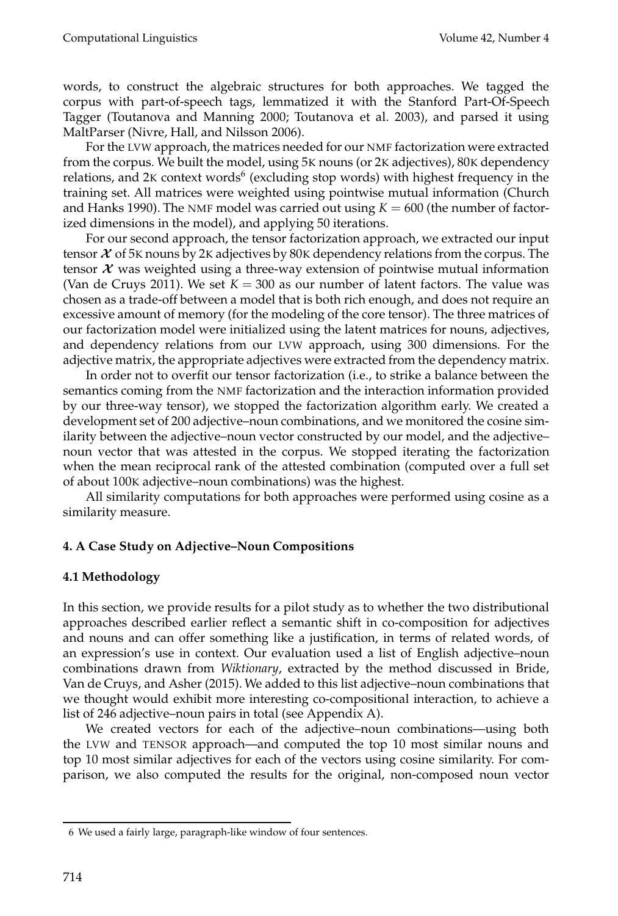words, to construct the algebraic structures for both approaches. We tagged the corpus with part-of-speech tags, lemmatized it with the Stanford Part-Of-Speech Tagger (Toutanova and Manning 2000; Toutanova et al. 2003), and parsed it using MaltParser (Nivre, Hall, and Nilsson 2006).

For the LVW approach, the matrices needed for our NMF factorization were extracted from the corpus. We built the model, using 5K nouns (or 2K adjectives), 80K dependency relations, and 2K context words[6] (excluding stop words) with highest frequency in the training set. All matrices were weighted using pointwise mutual information (Church and Hanks 1990). The NMF model was carried out using $K = 600$ (the number of factorized dimensions in the model), and applying 50 iterations.

For our second approach, the tensor factorization approach, we extracted our input tensor $\mathcal{X}$ of 5K nouns by 2K adjectives by 80K dependency relations from the corpus. The tensor $\mathcal{X}$ was weighted using a three-way extension of pointwise mutual information (Van de Cruys 2011). We set $K = 300$ as our number of latent factors. The value was chosen as a trade-off between a model that is both rich enough, and does not require an excessive amount of memory (for the modeling of the core tensor). The three matrices of our factorization model were initialized using the latent matrices for nouns, adjectives, and dependency relations from our LVW approach, using 300 dimensions. For the adjective matrix, the appropriate adjectives were extracted from the dependency matrix.

In order not to overfit our tensor factorization (i.e., to strike a balance between the semantics coming from the NMF factorization and the interaction information provided by our three-way tensor), we stopped the factorization algorithm early. We created a development set of 200 adjective–noun combinations, and we monitored the cosine similarity between the adjective–noun vector constructed by our model, and the adjective–noun vector that was attested in the corpus. We stopped iterating the factorization when the mean reciprocal rank of the attested combination (computed over a full set of about 100K adjective–noun combinations) was the highest.

All similarity computations for both approaches were performed using cosine as a similarity measure.

## 4. A Case Study on Adjective–Noun Compositions

### 4.1 Methodology

In this section, we provide results for a pilot study as to whether the two distributional approaches described earlier reflect a semantic shift in co-composition for adjectives and nouns and can offer something like a justification, in terms of related words, of an expression's use in context. Our evaluation used a list of English adjective–noun combinations drawn from *Wiktionary*, extracted by the method discussed in Bride, Van de Cruys, and Asher (2015). We added to this list adjective–noun combinations that we thought would exhibit more interesting co-compositional interaction, to achieve a list of 246 adjective–noun pairs in total (see Appendix A).

We created vectors for each of the adjective–noun combinations—using both the LVW and TENSOR approach—and computed the top 10 most similar nouns and top 10 most similar adjectives for each of the vectors using cosine similarity. For comparison, we also computed the results for the original, non-composed noun vector

6 We used a fairly large, paragraph-like window of four sentences.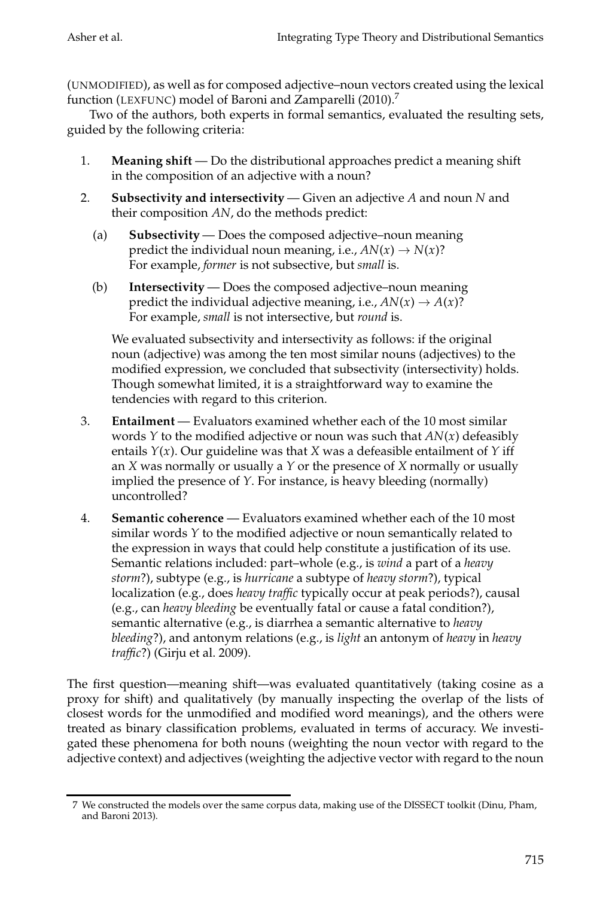(UNMODIFIED), as well as for composed adjective–noun vectors created using the lexical function (LEXFUNC) model of Baroni and Zamparelli (2010).[7]

Two of the authors, both experts in formal semantics, evaluated the resulting sets, guided by the following criteria:

1. **Meaning shift** — Do the distributional approaches predict a meaning shift in the composition of an adjective with a noun?
2. **Subsectivity and intersectivity** — Given an adjective $A$ and noun $N$ and their composition $AN$, do the methods predict:
   (a) **Subsectivity** — Does the composed adjective–noun meaning predict the individual noun meaning, i.e., $AN(x) \rightarrow N(x)$? For example, *former* is not subsective, but *small* is.
   (b) **Intersectivity** — Does the composed adjective–noun meaning predict the individual adjective meaning, i.e., $AN(x) \rightarrow A(x)$? For example, *small* is not intersective, but *round* is.

   We evaluated subsectivity and intersectivity as follows: if the original noun (adjective) was among the ten most similar nouns (adjectives) to the modified expression, we concluded that subsectivity (intersectivity) holds. Though somewhat limited, it is a straightforward way to examine the tendencies with regard to this criterion.
3. **Entailment** — Evaluators examined whether each of the 10 most similar words $Y$ to the modified adjective or noun was such that $AN(x)$ defeasibly entails $Y(x)$. Our guideline was that $X$ was a defeasible entailment of $Y$ iff an $X$ was normally or usually a $Y$ or the presence of $X$ normally or usually implied the presence of $Y$. For instance, is heavy bleeding (normally) uncontrolled?
4. **Semantic coherence** — Evaluators examined whether each of the 10 most similar words $Y$ to the modified adjective or noun semantically related to the expression in ways that could help constitute a justification of its use. Semantic relations included: part–whole (e.g., is *wind* a part of a *heavy storm*?), subtype (e.g., is *hurricane* a subtype of *heavy storm*?), typical localization (e.g., does *heavy traffic* typically occur at peak periods?), causal (e.g., can *heavy bleeding* be eventually fatal or cause a fatal condition?), semantic alternative (e.g., is diarrhea a semantic alternative to *heavy bleeding*?), and antonym relations (e.g., is *light* an antonym of *heavy* in *heavy traffic*?) (Girju et al. 2009).

The first question—meaning shift—was evaluated quantitatively (taking cosine as a proxy for shift) and qualitatively (by manually inspecting the overlap of the lists of closest words for the unmodified and modified word meanings), and the others were treated as binary classification problems, evaluated in terms of accuracy. We investigated these phenomena for both nouns (weighting the noun vector with regard to the adjective context) and adjectives (weighting the adjective vector with regard to the noun

---

[7] We constructed the models over the same corpus data, making use of the DISSECT toolkit (Dinu, Pham, and Baroni 2013).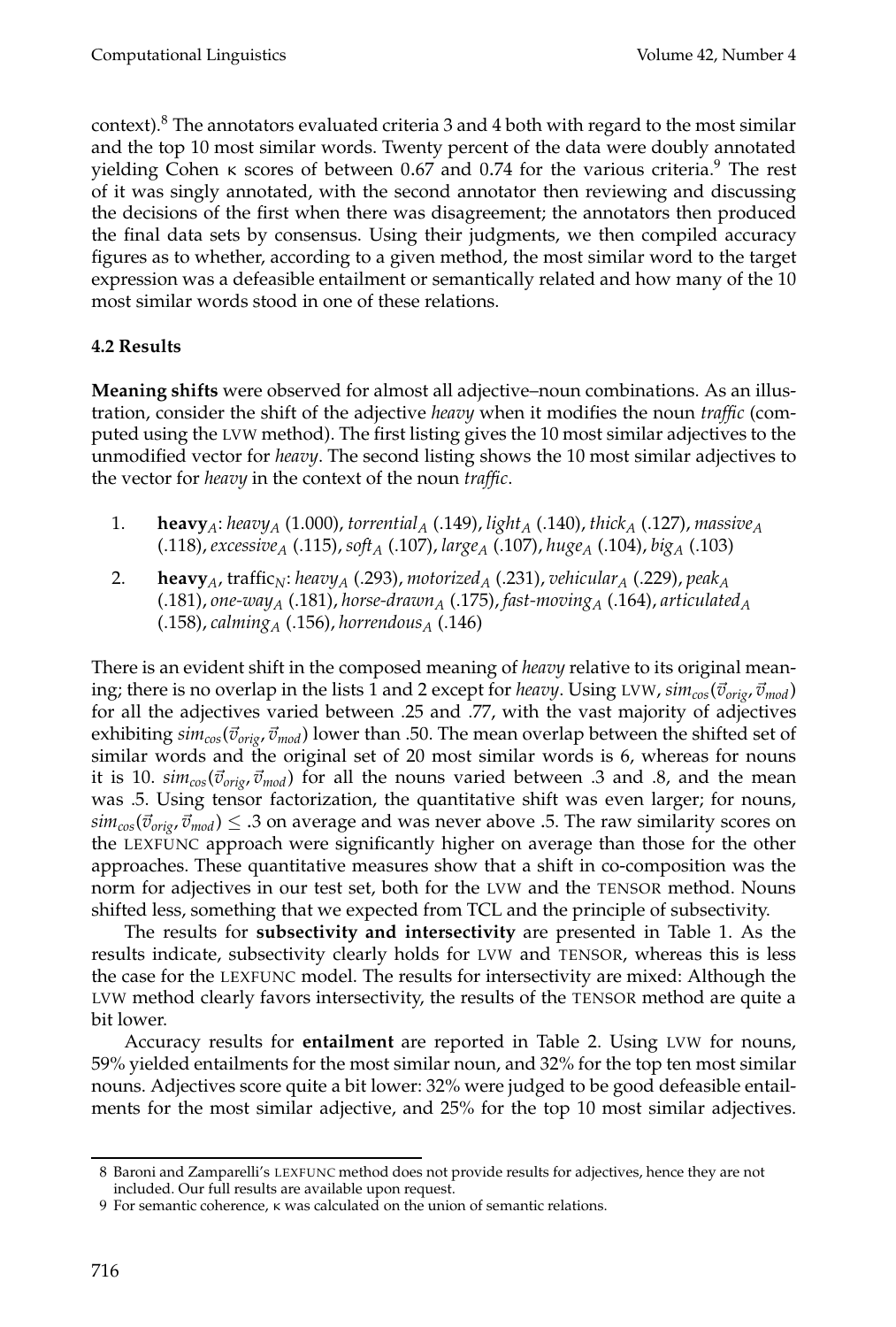context).[8] The annotators evaluated criteria 3 and 4 both with regard to the most similar and the top 10 most similar words. Twenty percent of the data were doubly annotated yielding Cohen κ scores of between 0.67 and 0.74 for the various criteria.[9] The rest of it was singly annotated, with the second annotator then reviewing and discussing the decisions of the first when there was disagreement; the annotators then produced the final data sets by consensus. Using their judgments, we then compiled accuracy figures as to whether, according to a given method, the most similar word to the target expression was a defeasible entailment or semantically related and how many of the 10 most similar words stood in one of these relations.

### 4.2 Results

**Meaning shifts** were observed for almost all adjective–noun combinations. As an illustration, consider the shift of the adjective *heavy* when it modifies the noun *traffic* (computed using the LVW method). The first listing gives the 10 most similar adjectives to the unmodified vector for *heavy*. The second listing shows the 10 most similar adjectives to the vector for *heavy* in the context of the noun *traffic*.

1. $\textbf{heavy}_A$: $heavy_A$ (1.000), $torrential_A$ (.149), $light_A$ (.140), $thick_A$ (.127), $massive_A$ (.118), $excessive_A$ (.115), $soft_A$ (.107), $large_A$ (.107), $huge_A$ (.104), $big_A$ (.103)
2. $\textbf{heavy}_A$, $\text{traffic}_N$: $heavy_A$ (.293), $motorized_A$ (.231), $vehicular_A$ (.229), $peak_A$ (.181), $one\text{-}way_A$ (.181), $horse\text{-}drawn_A$ (.175), $fast\text{-}moving_A$ (.164), $articulated_A$ (.158), $calming_A$ (.156), $horrendous_A$ (.146)

There is an evident shift in the composed meaning of *heavy* relative to its original meaning; there is no overlap in the lists 1 and 2 except for *heavy*. Using LVW, $sim_{cos}(\vec{v}_{orig}, \vec{v}_{mod})$ for all the adjectives varied between .25 and .77, with the vast majority of adjectives exhibiting $sim_{cos}(\vec{v}_{orig}, \vec{v}_{mod})$ lower than .50. The mean overlap between the shifted set of similar words and the original set of 20 most similar words is 6, whereas for nouns it is 10. $sim_{cos}(\vec{v}_{orig}, \vec{v}_{mod})$ for all the nouns varied between .3 and .8, and the mean was .5. Using tensor factorization, the quantitative shift was even larger; for nouns, $sim_{cos}(\vec{v}_{orig}, \vec{v}_{mod}) \leq .3$ on average and was never above .5. The raw similarity scores on the LEXFUNC approach were significantly higher on average than those for the other approaches. These quantitative measures show that a shift in co-composition was the norm for adjectives in our test set, both for the LVW and the TENSOR method. Nouns shifted less, something that we expected from TCL and the principle of subsectivity.

The results for **subsectivity and intersectivity** are presented in Table 1. As the results indicate, subsectivity clearly holds for LVW and TENSOR, whereas this is less the case for the LEXFUNC model. The results for intersectivity are mixed: Although the LVW method clearly favors intersectivity, the results of the TENSOR method are quite a bit lower.

Accuracy results for **entailment** are reported in Table 2. Using LVW for nouns, 59% yielded entailments for the most similar noun, and 32% for the top ten most similar nouns. Adjectives score quite a bit lower: 32% were judged to be good defeasible entailments for the most similar adjective, and 25% for the top 10 most similar adjectives.

---

8 Baroni and Zamparelli's LEXFUNC method does not provide results for adjectives, hence they are not included. Our full results are available upon request.

9 For semantic coherence, κ was calculated on the union of semantic relations.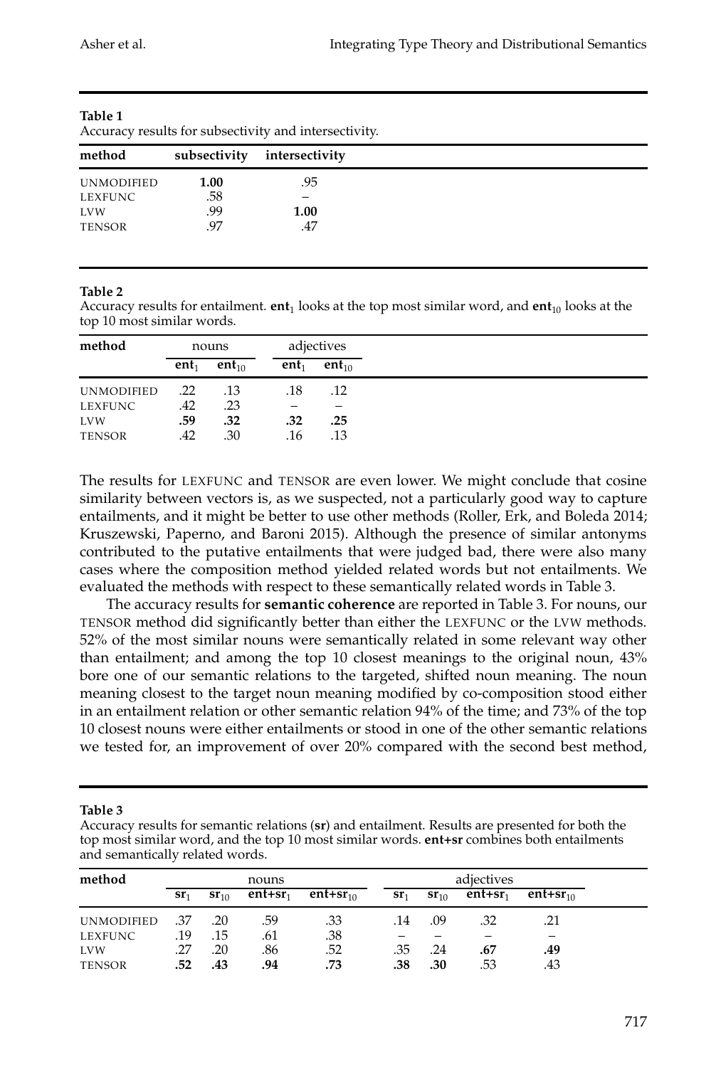**Table 1**
Accuracy results for subsectivity and intersectivity.

| method | subsectivity | intersectivity |
|---|---|---|
| UNMODIFIED | **1.00** | .95 |
| LEXFUNC | .58 | – |
| LVW | .99 | **1.00** |
| TENSOR | .97 | .47 |

**Table 2**
Accuracy results for entailment. **ent**$_1$ looks at the top most similar word, and **ent**$_{10}$ looks at the top 10 most similar words.

| method | nouns | | adjectives | |
|---|---|---|---|---|
| | **ent**$_1$ | **ent**$_{10}$ | **ent**$_1$ | **ent**$_{10}$ |
| UNMODIFIED | .22 | .13 | .18 | .12 |
| LEXFUNC | .42 | .23 | – | – |
| LVW | **.59** | **.32** | **.32** | **.25** |
| TENSOR | .42 | .30 | .16 | .13 |

The results for LEXFUNC and TENSOR are even lower. We might conclude that cosine similarity between vectors is, as we suspected, not a particularly good way to capture entailments, and it might be better to use other methods (Roller, Erk, and Boleda 2014; Kruszewski, Paperno, and Baroni 2015). Although the presence of similar antonyms contributed to the putative entailments that were judged bad, there were also many cases where the composition method yielded related words but not entailments. We evaluated the methods with respect to these semantically related words in Table 3.

The accuracy results for **semantic coherence** are reported in Table 3. For nouns, our TENSOR method did significantly better than either the LEXFUNC or the LVW methods. 52% of the most similar nouns were semantically related in some relevant way other than entailment; and among the top 10 closest meanings to the original noun, 43% bore one of our semantic relations to the targeted, shifted noun meaning. The noun meaning closest to the target noun meaning modified by co-composition stood either in an entailment relation or other semantic relation 94% of the time; and 73% of the top 10 closest nouns were either entailments or stood in one of the other semantic relations we tested for, an improvement of over 20% compared with the second best method,

**Table 3**
Accuracy results for semantic relations (**sr**) and entailment. Results are presented for both the top most similar word, and the top 10 most similar words. **ent+sr** combines both entailments and semantically related words.

| method | nouns | | | | adjectives | | | |
|---|---|---|---|---|---|---|---|---|
| | **sr**$_1$ | **sr**$_{10}$ | **ent+sr**$_1$ | **ent+sr**$_{10}$ | **sr**$_1$ | **sr**$_{10}$ | **ent+sr**$_1$ | **ent+sr**$_{10}$ |
| UNMODIFIED | .37 | .20 | .59 | .33 | .14 | .09 | .32 | .21 |
| LEXFUNC | .19 | .15 | .61 | .38 | – | – | – | – |
| LVW | .27 | .20 | .86 | .52 | .35 | .24 | **.67** | **.49** |
| TENSOR | **.52** | **.43** | **.94** | **.73** | **.38** | **.30** | .53 | .43 |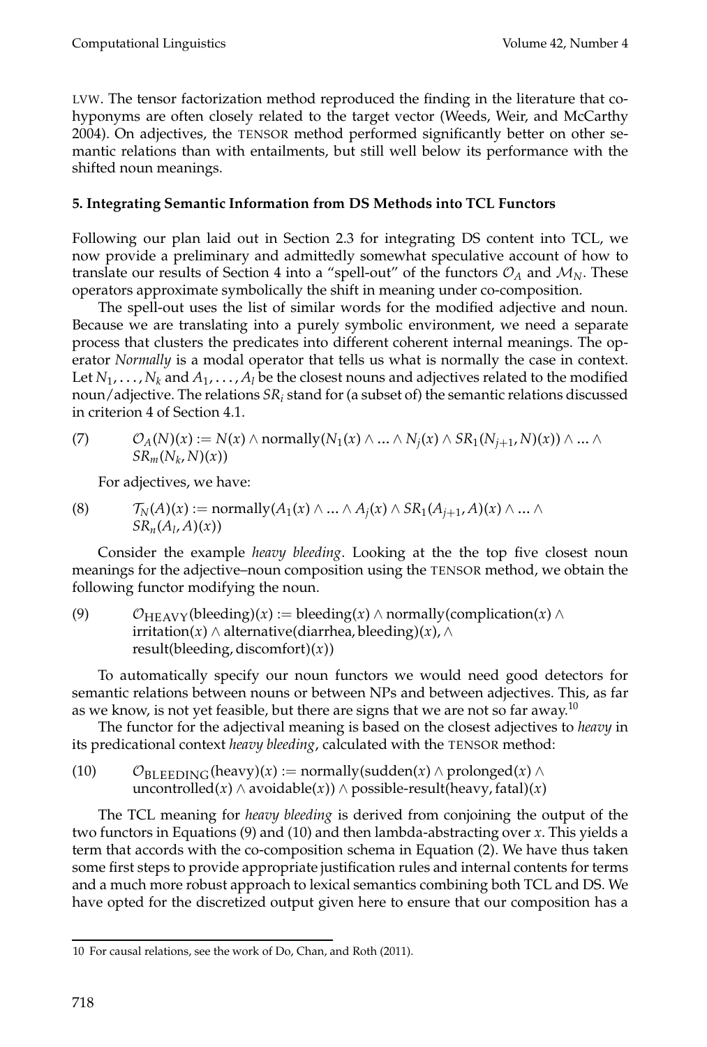LVW. The tensor factorization method reproduced the finding in the literature that co-hyponyms are often closely related to the target vector (Weeds, Weir, and McCarthy 2004). On adjectives, the TENSOR method performed significantly better on other semantic relations than with entailments, but still well below its performance with the shifted noun meanings.

## 5. Integrating Semantic Information from DS Methods into TCL Functors

Following our plan laid out in Section 2.3 for integrating DS content into TCL, we now provide a preliminary and admittedly somewhat speculative account of how to translate our results of Section 4 into a "spell-out" of the functors $\mathcal{O}_A$ and $\mathcal{M}_N$. These operators approximate symbolically the shift in meaning under co-composition.

The spell-out uses the list of similar words for the modified adjective and noun. Because we are translating into a purely symbolic environment, we need a separate process that clusters the predicates into different coherent internal meanings. The operator *Normally* is a modal operator that tells us what is normally the case in context. Let $N_1, \ldots, N_k$ and $A_1, \ldots, A_l$ be the closest nouns and adjectives related to the modified noun/adjective. The relations $SR_i$ stand for (a subset of) the semantic relations discussed in criterion 4 of Section 4.1.

(7) $$\mathcal{O}_A(N)(x) := N(x) \wedge \text{normally}(N_1(x) \wedge \ldots \wedge N_j(x) \wedge SR_1(N_{j+1}, N)(x)) \wedge \ldots \wedge SR_m(N_k, N)(x))$$

For adjectives, we have:

(8) $$\mathcal{T}_N(A)(x) := \text{normally}(A_1(x) \wedge \ldots \wedge A_j(x) \wedge SR_1(A_{j+1}, A)(x) \wedge \ldots \wedge SR_n(A_l, A)(x))$$

Consider the example *heavy bleeding*. Looking at the the top five closest noun meanings for the adjective–noun composition using the TENSOR method, we obtain the following functor modifying the noun.

(9) $$\mathcal{O}_{\text{HEAVY}}(\text{bleeding})(x) := \text{bleeding}(x) \wedge \text{normally}(\text{complication}(x) \wedge \text{irritation}(x) \wedge \text{alternative}(\text{diarrhea}, \text{bleeding})(x), \wedge \text{result}(\text{bleeding}, \text{discomfort})(x))$$

To automatically specify our noun functors we would need good detectors for semantic relations between nouns or between NPs and between adjectives. This, as far as we know, is not yet feasible, but there are signs that we are not so far away.[10]

The functor for the adjectival meaning is based on the closest adjectives to *heavy* in its predicational context *heavy bleeding*, calculated with the TENSOR method:

(10) $$\mathcal{O}_{\text{BLEEDING}}(\text{heavy})(x) := \text{normally}(\text{sudden}(x) \wedge \text{prolonged}(x) \wedge \text{uncontrolled}(x) \wedge \text{avoidable}(x)) \wedge \text{possible-result}(\text{heavy}, \text{fatal})(x)$$

The TCL meaning for *heavy bleeding* is derived from conjoining the output of the two functors in Equations (9) and (10) and then lambda-abstracting over $x$. This yields a term that accords with the co-composition schema in Equation (2). We have thus taken some first steps to provide appropriate justification rules and internal contents for terms and a much more robust approach to lexical semantics combining both TCL and DS. We have opted for the discretized output given here to ensure that our composition has a

---

10 For causal relations, see the work of Do, Chan, and Roth (2011).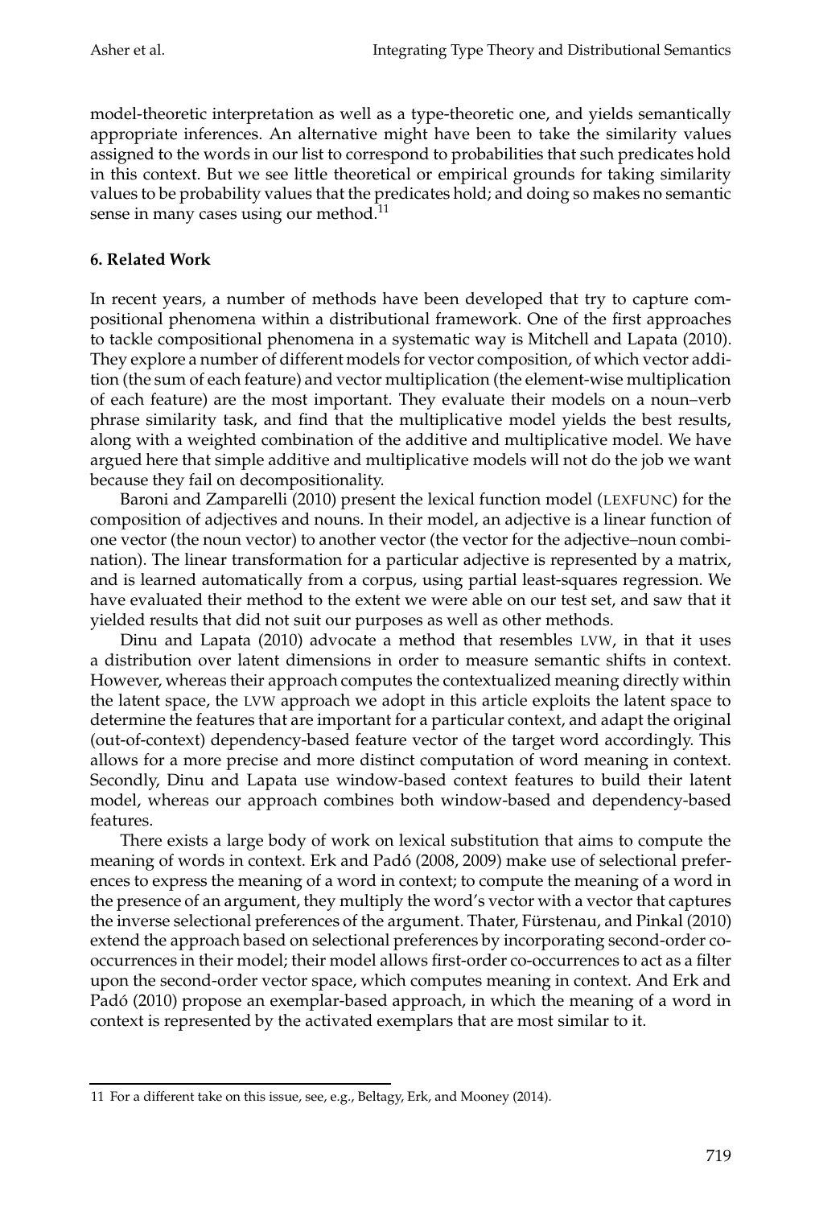model-theoretic interpretation as well as a type-theoretic one, and yields semantically appropriate inferences. An alternative might have been to take the similarity values assigned to the words in our list to correspond to probabilities that such predicates hold in this context. But we see little theoretical or empirical grounds for taking similarity values to be probability values that the predicates hold; and doing so makes no semantic sense in many cases using our method.[11]

## 6. Related Work

In recent years, a number of methods have been developed that try to capture compositional phenomena within a distributional framework. One of the first approaches to tackle compositional phenomena in a systematic way is Mitchell and Lapata (2010). They explore a number of different models for vector composition, of which vector addition (the sum of each feature) and vector multiplication (the element-wise multiplication of each feature) are the most important. They evaluate their models on a noun–verb phrase similarity task, and find that the multiplicative model yields the best results, along with a weighted combination of the additive and multiplicative model. We have argued here that simple additive and multiplicative models will not do the job we want because they fail on decompositionality.

Baroni and Zamparelli (2010) present the lexical function model (LEXFUNC) for the composition of adjectives and nouns. In their model, an adjective is a linear function of one vector (the noun vector) to another vector (the vector for the adjective–noun combination). The linear transformation for a particular adjective is represented by a matrix, and is learned automatically from a corpus, using partial least-squares regression. We have evaluated their method to the extent we were able on our test set, and saw that it yielded results that did not suit our purposes as well as other methods.

Dinu and Lapata (2010) advocate a method that resembles LVW, in that it uses a distribution over latent dimensions in order to measure semantic shifts in context. However, whereas their approach computes the contextualized meaning directly within the latent space, the LVW approach we adopt in this article exploits the latent space to determine the features that are important for a particular context, and adapt the original (out-of-context) dependency-based feature vector of the target word accordingly. This allows for a more precise and more distinct computation of word meaning in context. Secondly, Dinu and Lapata use window-based context features to build their latent model, whereas our approach combines both window-based and dependency-based features.

There exists a large body of work on lexical substitution that aims to compute the meaning of words in context. Erk and Padó (2008, 2009) make use of selectional preferences to express the meaning of a word in context; to compute the meaning of a word in the presence of an argument, they multiply the word's vector with a vector that captures the inverse selectional preferences of the argument. Thater, Fürstenau, and Pinkal (2010) extend the approach based on selectional preferences by incorporating second-order co-occurrences in their model; their model allows first-order co-occurrences to act as a filter upon the second-order vector space, which computes meaning in context. And Erk and Padó (2010) propose an exemplar-based approach, in which the meaning of a word in context is represented by the activated exemplars that are most similar to it.

11 For a different take on this issue, see, e.g., Beltagy, Erk, and Mooney (2014).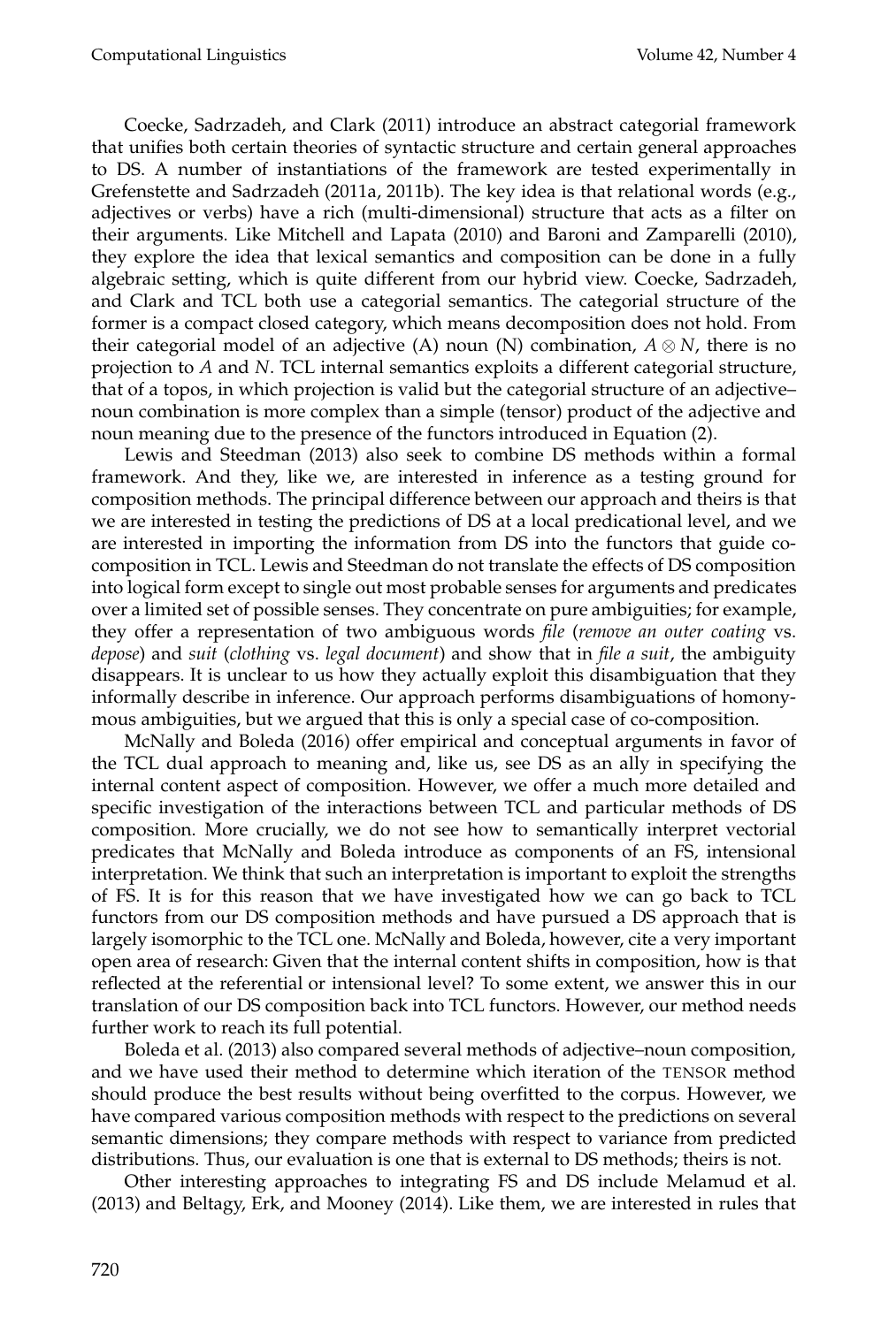Coecke, Sadrzadeh, and Clark (2011) introduce an abstract categorial framework that unifies both certain theories of syntactic structure and certain general approaches to DS. A number of instantiations of the framework are tested experimentally in Grefenstette and Sadrzadeh (2011a, 2011b). The key idea is that relational words (e.g., adjectives or verbs) have a rich (multi-dimensional) structure that acts as a filter on their arguments. Like Mitchell and Lapata (2010) and Baroni and Zamparelli (2010), they explore the idea that lexical semantics and composition can be done in a fully algebraic setting, which is quite different from our hybrid view. Coecke, Sadrzadeh, and Clark and TCL both use a categorial semantics. The categorial structure of the former is a compact closed category, which means decomposition does not hold. From their categorial model of an adjective (A) noun (N) combination, $A \otimes N$, there is no projection to $A$ and $N$. TCL internal semantics exploits a different categorial structure, that of a topos, in which projection is valid but the categorial structure of an adjective–noun combination is more complex than a simple (tensor) product of the adjective and noun meaning due to the presence of the functors introduced in Equation (2).

Lewis and Steedman (2013) also seek to combine DS methods within a formal framework. And they, like we, are interested in inference as a testing ground for composition methods. The principal difference between our approach and theirs is that we are interested in testing the predictions of DS at a local predicational level, and we are interested in importing the information from DS into the functors that guide co-composition in TCL. Lewis and Steedman do not translate the effects of DS composition into logical form except to single out most probable senses for arguments and predicates over a limited set of possible senses. They concentrate on pure ambiguities; for example, they offer a representation of two ambiguous words *file* (*remove an outer coating* vs. *depose*) and *suit* (*clothing* vs. *legal document*) and show that in *file a suit*, the ambiguity disappears. It is unclear to us how they actually exploit this disambiguation that they informally describe in inference. Our approach performs disambiguations of homonymous ambiguities, but we argued that this is only a special case of co-composition.

McNally and Boleda (2016) offer empirical and conceptual arguments in favor of the TCL dual approach to meaning and, like us, see DS as an ally in specifying the internal content aspect of composition. However, we offer a much more detailed and specific investigation of the interactions between TCL and particular methods of DS composition. More crucially, we do not see how to semantically interpret vectorial predicates that McNally and Boleda introduce as components of an FS, intensional interpretation. We think that such an interpretation is important to exploit the strengths of FS. It is for this reason that we have investigated how we can go back to TCL functors from our DS composition methods and have pursued a DS approach that is largely isomorphic to the TCL one. McNally and Boleda, however, cite a very important open area of research: Given that the internal content shifts in composition, how is that reflected at the referential or intensional level? To some extent, we answer this in our translation of our DS composition back into TCL functors. However, our method needs further work to reach its full potential.

Boleda et al. (2013) also compared several methods of adjective–noun composition, and we have used their method to determine which iteration of the TENSOR method should produce the best results without being overfitted to the corpus. However, we have compared various composition methods with respect to the predictions on several semantic dimensions; they compare methods with respect to variance from predicted distributions. Thus, our evaluation is one that is external to DS methods; theirs is not.

Other interesting approaches to integrating FS and DS include Melamud et al. (2013) and Beltagy, Erk, and Mooney (2014). Like them, we are interested in rules that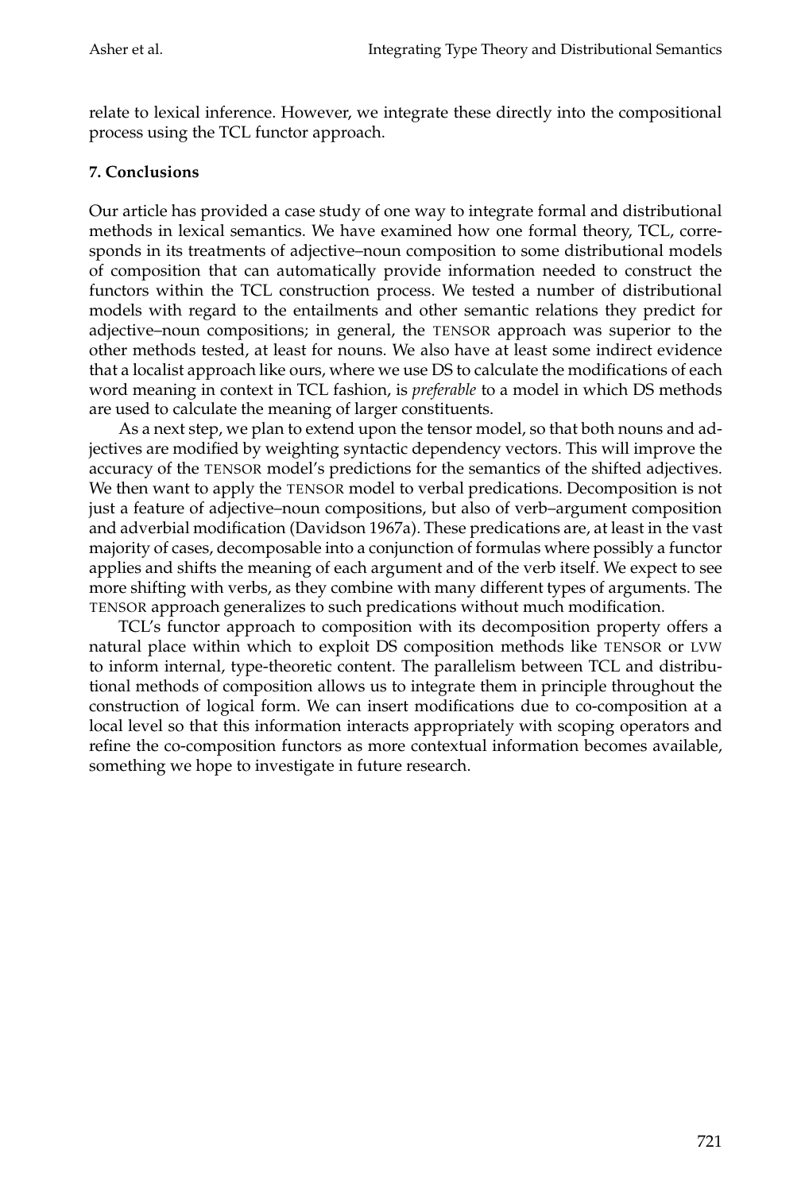relate to lexical inference. However, we integrate these directly into the compositional process using the TCL functor approach.

## 7. Conclusions

Our article has provided a case study of one way to integrate formal and distributional methods in lexical semantics. We have examined how one formal theory, TCL, corresponds in its treatments of adjective–noun composition to some distributional models of composition that can automatically provide information needed to construct the functors within the TCL construction process. We tested a number of distributional models with regard to the entailments and other semantic relations they predict for adjective–noun compositions; in general, the TENSOR approach was superior to the other methods tested, at least for nouns. We also have at least some indirect evidence that a localist approach like ours, where we use DS to calculate the modifications of each word meaning in context in TCL fashion, is *preferable* to a model in which DS methods are used to calculate the meaning of larger constituents.

As a next step, we plan to extend upon the tensor model, so that both nouns and adjectives are modified by weighting syntactic dependency vectors. This will improve the accuracy of the TENSOR model's predictions for the semantics of the shifted adjectives. We then want to apply the TENSOR model to verbal predications. Decomposition is not just a feature of adjective–noun compositions, but also of verb–argument composition and adverbial modification (Davidson 1967a). These predications are, at least in the vast majority of cases, decomposable into a conjunction of formulas where possibly a functor applies and shifts the meaning of each argument and of the verb itself. We expect to see more shifting with verbs, as they combine with many different types of arguments. The TENSOR approach generalizes to such predications without much modification.

TCL's functor approach to composition with its decomposition property offers a natural place within which to exploit DS composition methods like TENSOR or LVW to inform internal, type-theoretic content. The parallelism between TCL and distributional methods of composition allows us to integrate them in principle throughout the construction of logical form. We can insert modifications due to co-composition at a local level so that this information interacts appropriately with scoping operators and refine the co-composition functors as more contextual information becomes available, something we hope to investigate in future research.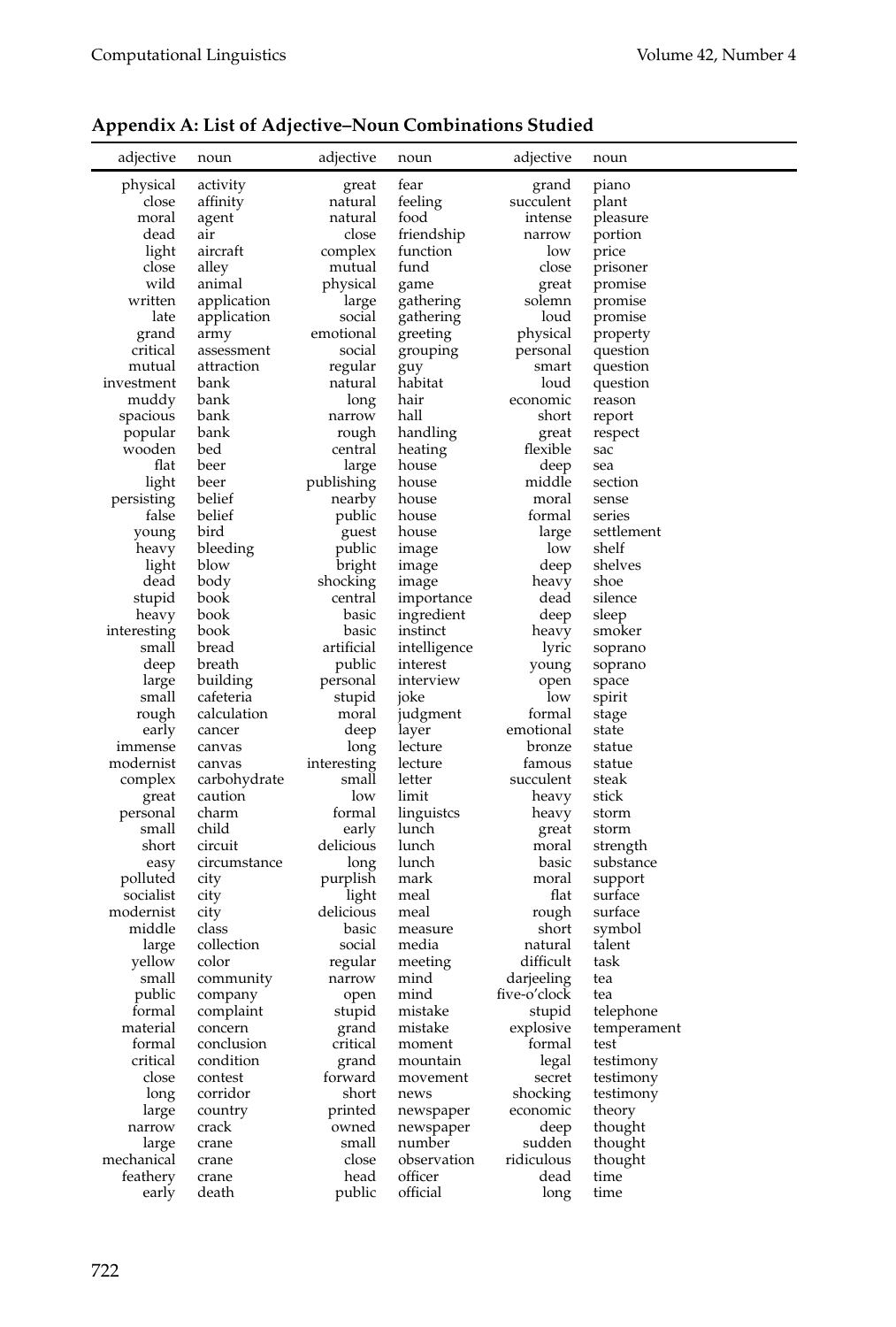## Appendix A: List of Adjective–Noun Combinations Studied

| adjective | noun | adjective | noun | adjective | noun |
|---|---|---|---|---|---|
| physical | activity | great | fear | grand | piano |
| close | affinity | natural | feeling | succulent | plant |
| moral | agent | natural | food | intense | pleasure |
| dead | air | close | friendship | narrow | portion |
| light | aircraft | complex | function | low | price |
| close | alley | mutual | fund | close | prisoner |
| wild | animal | physical | game | great | promise |
| written | application | large | gathering | solemn | promise |
| late | application | social | gathering | loud | promise |
| grand | army | emotional | greeting | physical | property |
| critical | assessment | social | grouping | personal | question |
| mutual | attraction | regular | guy | smart | question |
| investment | bank | natural | habitat | loud | question |
| muddy | bank | long | hair | economic | reason |
| spacious | bank | narrow | hall | short | report |
| popular | bank | rough | handling | great | respect |
| wooden | bed | central | heating | flexible | sac |
| flat | beer | large | house | deep | sea |
| light | beer | publishing | house | middle | section |
| persisting | belief | nearby | house | moral | sense |
| false | belief | public | house | formal | series |
| young | bird | guest | house | large | settlement |
| heavy | bleeding | public | image | low | shelf |
| light | blow | bright | image | deep | shelves |
| dead | body | shocking | image | heavy | shoe |
| stupid | book | central | importance | dead | silence |
| heavy | book | basic | ingredient | deep | sleep |
| interesting | book | basic | instinct | heavy | smoker |
| small | bread | artificial | intelligence | lyric | soprano |
| deep | breath | public | interest | young | soprano |
| large | building | personal | interview | open | space |
| small | cafeteria | stupid | joke | low | spirit |
| rough | calculation | moral | judgment | formal | stage |
| early | cancer | deep | layer | emotional | state |
| immense | canvas | long | lecture | bronze | statue |
| modernist | canvas | interesting | lecture | famous | statue |
| complex | carbohydrate | small | letter | succulent | steak |
| great | caution | low | limit | heavy | stick |
| personal | charm | formal | linguistcs | heavy | storm |
| small | child | early | lunch | great | storm |
| short | circuit | delicious | lunch | moral | strength |
| easy | circumstance | long | lunch | basic | substance |
| polluted | city | purplish | mark | moral | support |
| socialist | city | light | meal | flat | surface |
| modernist | city | delicious | meal | rough | surface |
| middle | class | basic | measure | short | symbol |
| large | collection | social | media | natural | talent |
| yellow | color | regular | meeting | difficult | task |
| small | community | narrow | mind | darjeeling | tea |
| public | company | open | mind | five-o'clock | tea |
| formal | complaint | stupid | mistake | stupid | telephone |
| material | concern | grand | mistake | explosive | temperament |
| formal | conclusion | critical | moment | formal | test |
| critical | condition | grand | mountain | legal | testimony |
| close | contest | forward | movement | secret | testimony |
| long | corridor | short | news | shocking | testimony |
| large | country | printed | newspaper | economic | theory |
| narrow | crack | owned | newspaper | deep | thought |
| large | crane | small | number | sudden | thought |
| mechanical | crane | close | observation | ridiculous | thought |
| feathery | crane | head | officer | dead | time |
| early | death | public | official | long | time |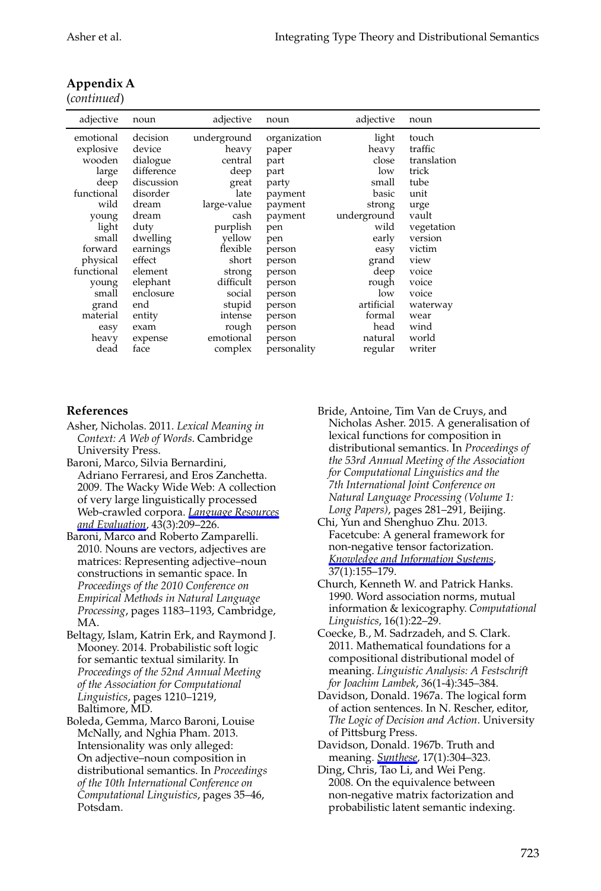**Appendix A**
(*continued*)

| adjective | noun | adjective | noun | adjective | noun |
|---|---|---|---|---|---|
| emotional | decision | underground | organization | light | touch |
| explosive | device | heavy | paper | heavy | traffic |
| wooden | dialogue | central | part | close | translation |
| large | difference | deep | part | low | trick |
| deep | discussion | great | party | small | tube |
| functional | disorder | late | payment | basic | unit |
| wild | dream | large-value | payment | strong | urge |
| young | dream | cash | payment | underground | vault |
| light | duty | purplish | pen | wild | vegetation |
| small | dwelling | yellow | pen | early | version |
| forward | earnings | flexible | person | easy | victim |
| physical | effect | short | person | grand | view |
| functional | element | strong | person | deep | voice |
| young | elephant | difficult | person | rough | voice |
| small | enclosure | social | person | low | voice |
| grand | end | stupid | person | artificial | waterway |
| material | entity | intense | person | formal | wear |
| easy | exam | rough | person | head | wind |
| heavy | expense | emotional | person | natural | world |
| dead | face | complex | personality | regular | writer |

## References

Asher, Nicholas. 2011. *Lexical Meaning in Context: A Web of Words*. Cambridge University Press.

Baroni, Marco, Silvia Bernardini, Adriano Ferraresi, and Eros Zanchetta. 2009. The Wacky Wide Web: A collection of very large linguistically processed Web-crawled corpora. *Language Resources and Evaluation*, 43(3):209–226.

Baroni, Marco and Roberto Zamparelli. 2010. Nouns are vectors, adjectives are matrices: Representing adjective–noun constructions in semantic space. In *Proceedings of the 2010 Conference on Empirical Methods in Natural Language Processing*, pages 1183–1193, Cambridge, MA.

Beltagy, Islam, Katrin Erk, and Raymond J. Mooney. 2014. Probabilistic soft logic for semantic textual similarity. In *Proceedings of the 52nd Annual Meeting of the Association for Computational Linguistics*, pages 1210–1219, Baltimore, MD.

Boleda, Gemma, Marco Baroni, Louise McNally, and Nghia Pham. 2013. Intensionality was only alleged: On adjective–noun composition in distributional semantics. In *Proceedings of the 10th International Conference on Computational Linguistics*, pages 35–46, Potsdam.

Bride, Antoine, Tim Van de Cruys, and Nicholas Asher. 2015. A generalisation of lexical functions for composition in distributional semantics. In *Proceedings of the 53rd Annual Meeting of the Association for Computational Linguistics and the 7th International Joint Conference on Natural Language Processing (Volume 1: Long Papers)*, pages 281–291, Beijing.

Chi, Yun and Shenghuo Zhu. 2013. Facetcube: A general framework for non-negative tensor factorization. *Knowledge and Information Systems*, 37(1):155–179.

Church, Kenneth W. and Patrick Hanks. 1990. Word association norms, mutual information & lexicography. *Computational Linguistics*, 16(1):22–29.

Coecke, B., M. Sadrzadeh, and S. Clark. 2011. Mathematical foundations for a compositional distributional model of meaning. *Linguistic Analysis: A Festschrift for Joachim Lambek*, 36(1-4):345–384.

Davidson, Donald. 1967a. The logical form of action sentences. In N. Rescher, editor, *The Logic of Decision and Action*. University of Pittsburg Press.

Davidson, Donald. 1967b. Truth and meaning. *Synthese*, 17(1):304–323.

Ding, Chris, Tao Li, and Wei Peng. 2008. On the equivalence between non-negative matrix factorization and probabilistic latent semantic indexing.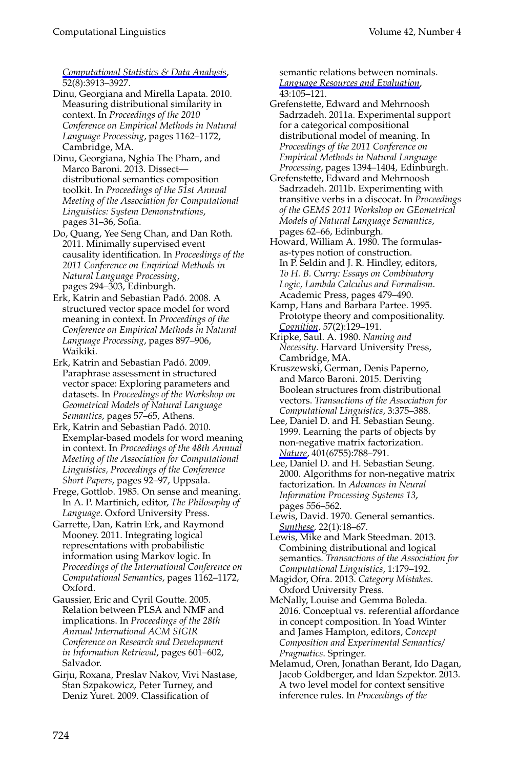*Computational Statistics & Data Analysis*, 52(8):3913–3927.

Dinu, Georgiana and Mirella Lapata. 2010. Measuring distributional similarity in context. In *Proceedings of the 2010 Conference on Empirical Methods in Natural Language Processing*, pages 1162–1172, Cambridge, MA.

Dinu, Georgiana, Nghia The Pham, and Marco Baroni. 2013. Dissect—distributional semantics composition toolkit. In *Proceedings of the 51st Annual Meeting of the Association for Computational Linguistics: System Demonstrations*, pages 31–36, Sofia.

Do, Quang, Yee Seng Chan, and Dan Roth. 2011. Minimally supervised event causality identification. In *Proceedings of the 2011 Conference on Empirical Methods in Natural Language Processing*, pages 294–303, Edinburgh.

Erk, Katrin and Sebastian Padó. 2008. A structured vector space model for word meaning in context. In *Proceedings of the Conference on Empirical Methods in Natural Language Processing*, pages 897–906, Waikiki.

Erk, Katrin and Sebastian Padó. 2009. Paraphrase assessment in structured vector space: Exploring parameters and datasets. In *Proceedings of the Workshop on Geometrical Models of Natural Language Semantics*, pages 57–65, Athens.

Erk, Katrin and Sebastian Padó. 2010. Exemplar-based models for word meaning in context. In *Proceedings of the 48th Annual Meeting of the Association for Computational Linguistics, Proceedings of the Conference Short Papers*, pages 92–97, Uppsala.

Frege, Gottlob. 1985. On sense and meaning. In A. P. Martinich, editor, *The Philosophy of Language*. Oxford University Press.

Garrette, Dan, Katrin Erk, and Raymond Mooney. 2011. Integrating logical representations with probabilistic information using Markov logic. In *Proceedings of the International Conference on Computational Semantics*, pages 1162–1172, Oxford.

Gaussier, Eric and Cyril Goutte. 2005. Relation between PLSA and NMF and implications. In *Proceedings of the 28th Annual International ACM SIGIR Conference on Research and Development in Information Retrieval*, pages 601–602, Salvador.

Girju, Roxana, Preslav Nakov, Vivi Nastase, Stan Szpakowicz, Peter Turney, and Deniz Yuret. 2009. Classification of semantic relations between nominals. *Language Resources and Evaluation*, 43:105–121.

Grefenstette, Edward and Mehrnoosh Sadrzadeh. 2011a. Experimental support for a categorical compositional distributional model of meaning. In *Proceedings of the 2011 Conference on Empirical Methods in Natural Language Processing*, pages 1394–1404, Edinburgh.

Grefenstette, Edward and Mehrnoosh Sadrzadeh. 2011b. Experimenting with transitive verbs in a discocat. In *Proceedings of the GEMS 2011 Workshop on GEometrical Models of Natural Language Semantics*, pages 62–66, Edinburgh.

Howard, William A. 1980. The formulas-as-types notion of construction. In P. Seldin and J. R. Hindley, editors, *To H. B. Curry: Essays on Combinatory Logic, Lambda Calculus and Formalism*. Academic Press, pages 479–490.

Kamp, Hans and Barbara Partee. 1995. Prototype theory and compositionality. *Cognition*, 57(2):129–191.

Kripke, Saul. A. 1980. *Naming and Necessity*. Harvard University Press, Cambridge, MA.

Kruszewski, German, Denis Paperno, and Marco Baroni. 2015. Deriving Boolean structures from distributional vectors. *Transactions of the Association for Computational Linguistics*, 3:375–388.

Lee, Daniel D. and H. Sebastian Seung. 1999. Learning the parts of objects by non-negative matrix factorization. *Nature*, 401(6755):788–791.

Lee, Daniel D. and H. Sebastian Seung. 2000. Algorithms for non-negative matrix factorization. In *Advances in Neural Information Processing Systems 13*, pages 556–562.

Lewis, David. 1970. General semantics. *Synthese*, 22(1):18–67.

Lewis, Mike and Mark Steedman. 2013. Combining distributional and logical semantics. *Transactions of the Association for Computational Linguistics*, 1:179–192.

Magidor, Ofra. 2013. *Category Mistakes*. Oxford University Press.

McNally, Louise and Gemma Boleda. 2016. Conceptual vs. referential affordance in concept composition. In Yoad Winter and James Hampton, editors, *Concept Composition and Experimental Semantics/ Pragmatics*. Springer.

Melamud, Oren, Jonathan Berant, Ido Dagan, Jacob Goldberger, and Idan Szpektor. 2013. A two level model for context sensitive inference rules. In *Proceedings of the*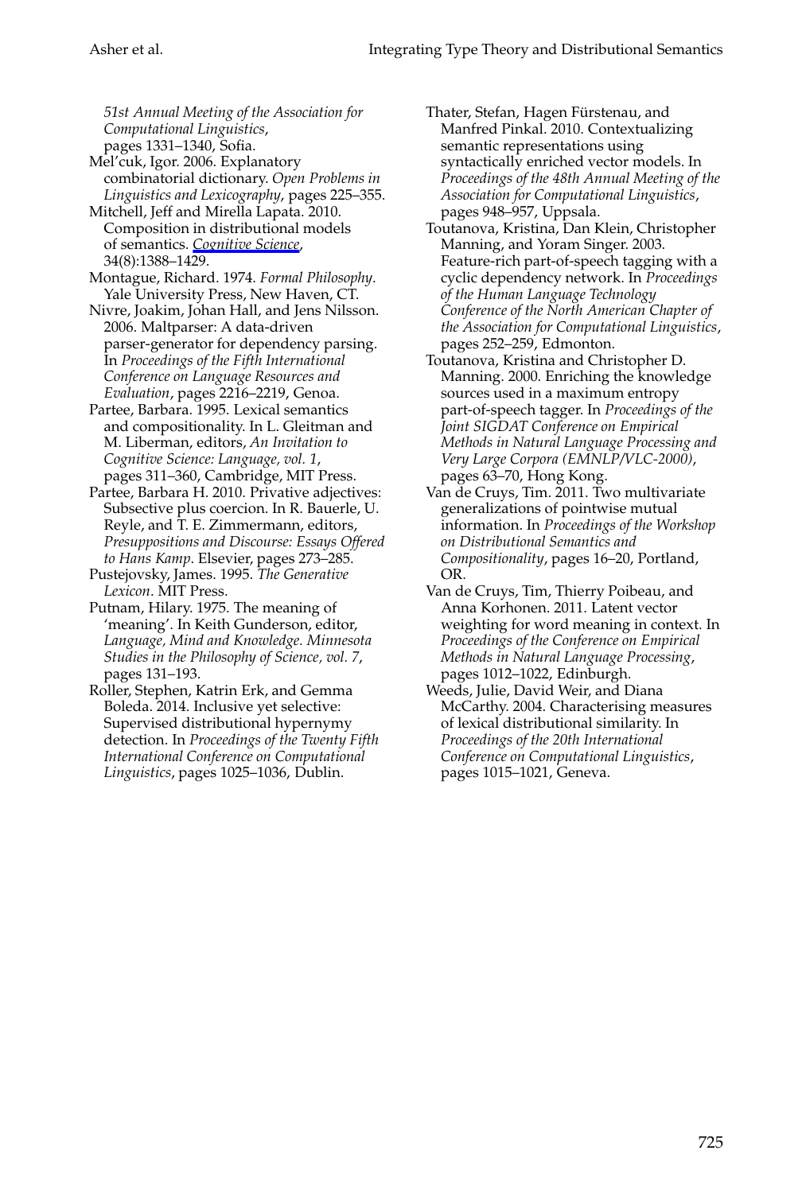*51st Annual Meeting of the Association for Computational Linguistics*, pages 1331–1340, Sofia.

Mel'cuk, Igor. 2006. Explanatory combinatorial dictionary. *Open Problems in Linguistics and Lexicography*, pages 225–355.

Mitchell, Jeff and Mirella Lapata. 2010. Composition in distributional models of semantics. *Cognitive Science*, 34(8):1388–1429.

Montague, Richard. 1974. *Formal Philosophy*. Yale University Press, New Haven, CT.

Nivre, Joakim, Johan Hall, and Jens Nilsson. 2006. Maltparser: A data-driven parser-generator for dependency parsing. In *Proceedings of the Fifth International Conference on Language Resources and Evaluation*, pages 2216–2219, Genoa.

Partee, Barbara. 1995. Lexical semantics and compositionality. In L. Gleitman and M. Liberman, editors, *An Invitation to Cognitive Science: Language, vol. 1*, pages 311–360, Cambridge, MIT Press.

Partee, Barbara H. 2010. Privative adjectives: Subsective plus coercion. In R. Bauerle, U. Reyle, and T. E. Zimmermann, editors, *Presuppositions and Discourse: Essays Offered to Hans Kamp*. Elsevier, pages 273–285.

Pustejovsky, James. 1995. *The Generative Lexicon*. MIT Press.

Putnam, Hilary. 1975. The meaning of 'meaning'. In Keith Gunderson, editor, *Language, Mind and Knowledge. Minnesota Studies in the Philosophy of Science, vol. 7*, pages 131–193.

Roller, Stephen, Katrin Erk, and Gemma Boleda. 2014. Inclusive yet selective: Supervised distributional hypernymy detection. In *Proceedings of the Twenty Fifth International Conference on Computational Linguistics*, pages 1025–1036, Dublin.

Thater, Stefan, Hagen Fürstenau, and Manfred Pinkal. 2010. Contextualizing semantic representations using syntactically enriched vector models. In *Proceedings of the 48th Annual Meeting of the Association for Computational Linguistics*, pages 948–957, Uppsala.

Toutanova, Kristina, Dan Klein, Christopher Manning, and Yoram Singer. 2003. Feature-rich part-of-speech tagging with a cyclic dependency network. In *Proceedings of the Human Language Technology Conference of the North American Chapter of the Association for Computational Linguistics*, pages 252–259, Edmonton.

Toutanova, Kristina and Christopher D. Manning. 2000. Enriching the knowledge sources used in a maximum entropy part-of-speech tagger. In *Proceedings of the Joint SIGDAT Conference on Empirical Methods in Natural Language Processing and Very Large Corpora (EMNLP/VLC-2000)*, pages 63–70, Hong Kong.

Van de Cruys, Tim. 2011. Two multivariate generalizations of pointwise mutual information. In *Proceedings of the Workshop on Distributional Semantics and Compositionality*, pages 16–20, Portland, OR.

Van de Cruys, Tim, Thierry Poibeau, and Anna Korhonen. 2011. Latent vector weighting for word meaning in context. In *Proceedings of the Conference on Empirical Methods in Natural Language Processing*, pages 1012–1022, Edinburgh.

Weeds, Julie, David Weir, and Diana McCarthy. 2004. Characterising measures of lexical distributional similarity. In *Proceedings of the 20th International Conference on Computational Linguistics*, pages 1015–1021, Geneva.